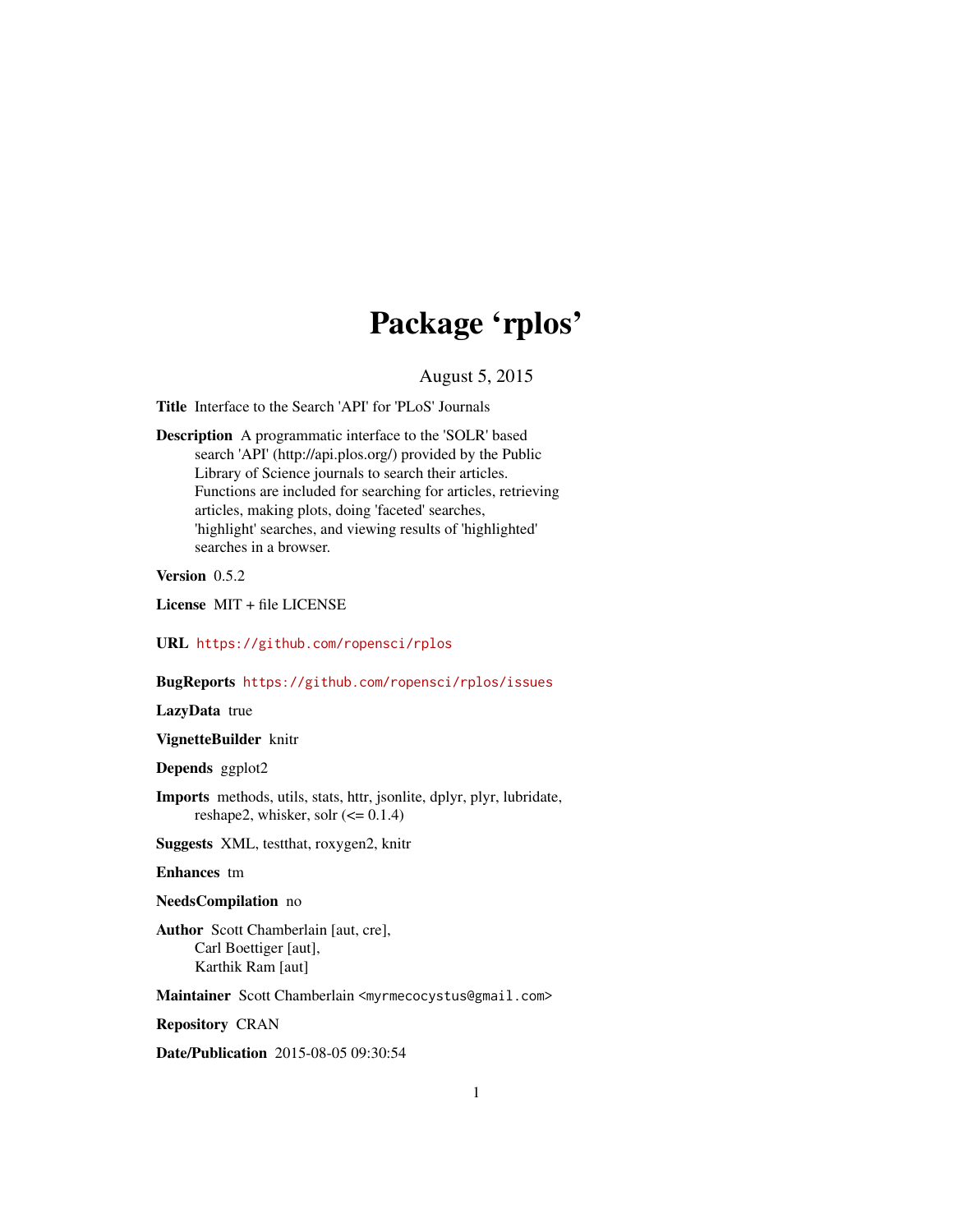# Package 'rplos'

August 5, 2015

**Title** Interface to the Search 'API' for 'PLoS' Journals

**Description** A programmatic interface to the 'SOLR' based search 'API' (http://api.plos.org/) provided by the Public Library of Science journals to search their articles. Functions are included for searching for articles, retrieving articles, making plots, doing 'faceted' searches, 'highlight' searches, and viewing results of 'highlighted' searches in a browser.

**Version** 0.5.2

**License** MIT + file LICENSE

**URL** https://github.com/ropensci/rplos

**BugReports** https://github.com/ropensci/rplos/issues

**LazyData** true

**VignetteBuilder** knitr

**Depends** ggplot2

**Imports** methods, utils, stats, httr, jsonlite, dplyr, plyr, lubridate, reshape2, whisker, solr (<= 0.1.4)

**Suggests** XML, testthat, roxygen2, knitr

**Enhances** tm

**NeedsCompilation** no

**Author** Scott Chamberlain [aut, cre], Carl Boettiger [aut], Karthik Ram [aut]

**Maintainer** Scott Chamberlain <myrmecocystus@gmail.com>

**Repository** CRAN

**Date/Publication** 2015-08-05 09:30:54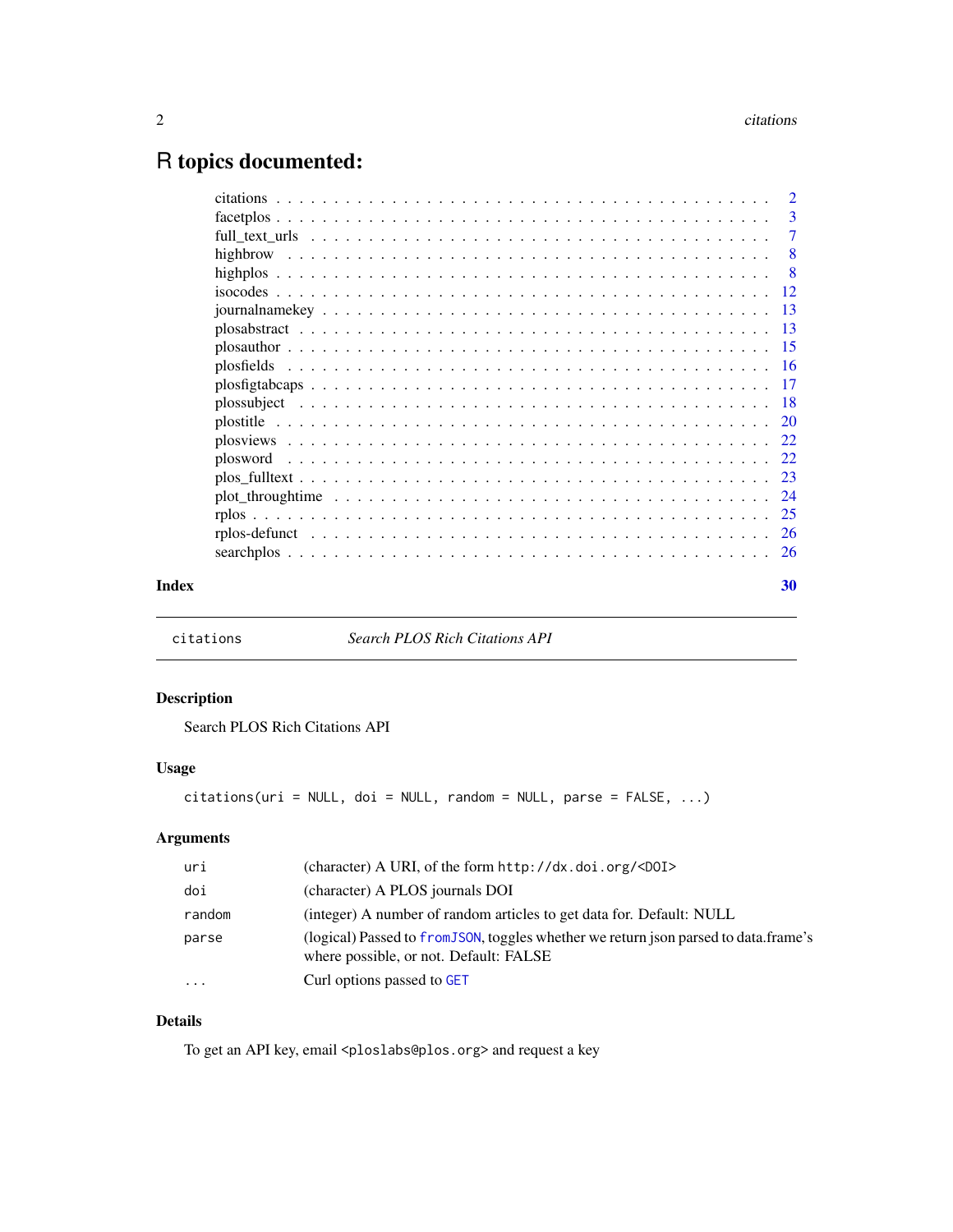# R topics documented:

| | |
|---|---|
| citations | 2 |
| facetplos | 3 |
| full_text_urls | 7 |
| highbrow | 8 |
| highplos | 8 |
| isocodes | 12 |
| journalnamekey | 13 |
| plosabstract | 13 |
| plosauthor | 15 |
| plosfields | 16 |
| plosfigtabcaps | 17 |
| plossubject | 18 |
| plostitle | 20 |
| plosviews | 22 |
| plosword | 22 |
| plos_fulltext | 23 |
| plot_throughtime | 24 |
| rplos | 25 |
| rplos-defunct | 26 |
| searchplos | 26 |

**Index** **30**

---

`citations` *Search PLOS Rich Citations API*

---

## Description

Search PLOS Rich Citations API

## Usage

```
citations(uri = NULL, doi = NULL, random = NULL, parse = FALSE, ...)
```

## Arguments

| | |
|---|---|
| `uri` | (character) A URI, of the form `http://dx.doi.org/<DOI>` |
| `doi` | (character) A PLOS journals DOI |
| `random` | (integer) A number of random articles to get data for. Default: NULL |
| `parse` | (logical) Passed to `fromJSON`, toggles whether we return json parsed to data.frame's where possible, or not. Default: FALSE |
| `...` | Curl options passed to `GET` |

## Details

To get an API key, email `<ploslabs@plos.org>` and request a key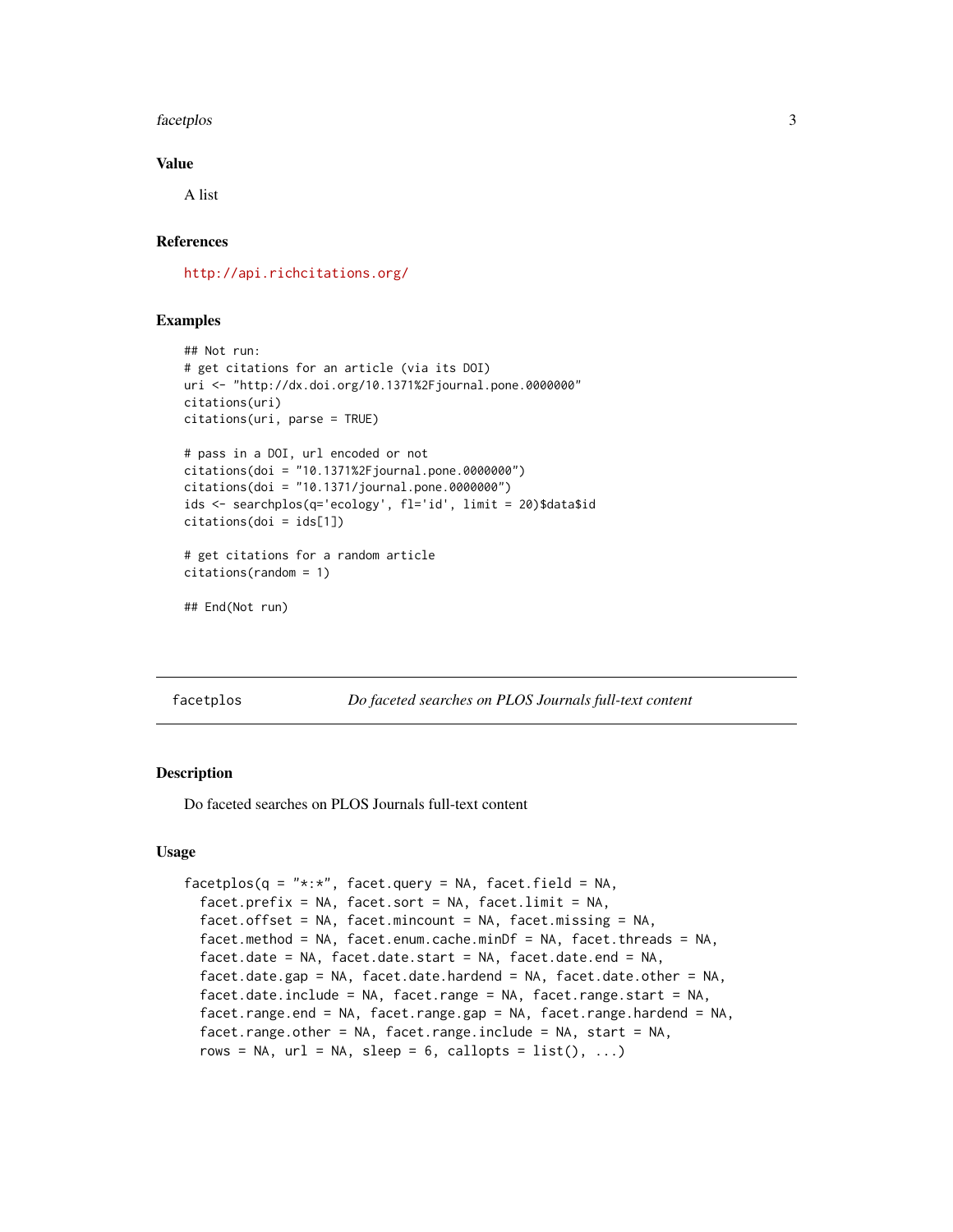### Value

A list

### References

http://api.richcitations.org/

### Examples

```
## Not run:
# get citations for an article (via its DOI)
uri <- "http://dx.doi.org/10.1371%2Fjournal.pone.0000000"
citations(uri)
citations(uri, parse = TRUE)

# pass in a DOI, url encoded or not
citations(doi = "10.1371%2Fjournal.pone.0000000")
citations(doi = "10.1371/journal.pone.0000000")
ids <- searchplos(q='ecology', fl='id', limit = 20)$data$id
citations(doi = ids[1])

# get citations for a random article
citations(random = 1)

## End(Not run)
```

---

## facetplos — *Do faceted searches on PLOS Journals full-text content*

---

### Description

Do faceted searches on PLOS Journals full-text content

### Usage

```
facetplos(q = "*:*", facet.query = NA, facet.field = NA,
  facet.prefix = NA, facet.sort = NA, facet.limit = NA,
  facet.offset = NA, facet.mincount = NA, facet.missing = NA,
  facet.method = NA, facet.enum.cache.minDf = NA, facet.threads = NA,
  facet.date = NA, facet.date.start = NA, facet.date.end = NA,
  facet.date.gap = NA, facet.date.hardend = NA, facet.date.other = NA,
  facet.date.include = NA, facet.range = NA, facet.range.start = NA,
  facet.range.end = NA, facet.range.gap = NA, facet.range.hardend = NA,
  facet.range.other = NA, facet.range.include = NA, start = NA,
  rows = NA, url = NA, sleep = 6, callopts = list(), ...)
```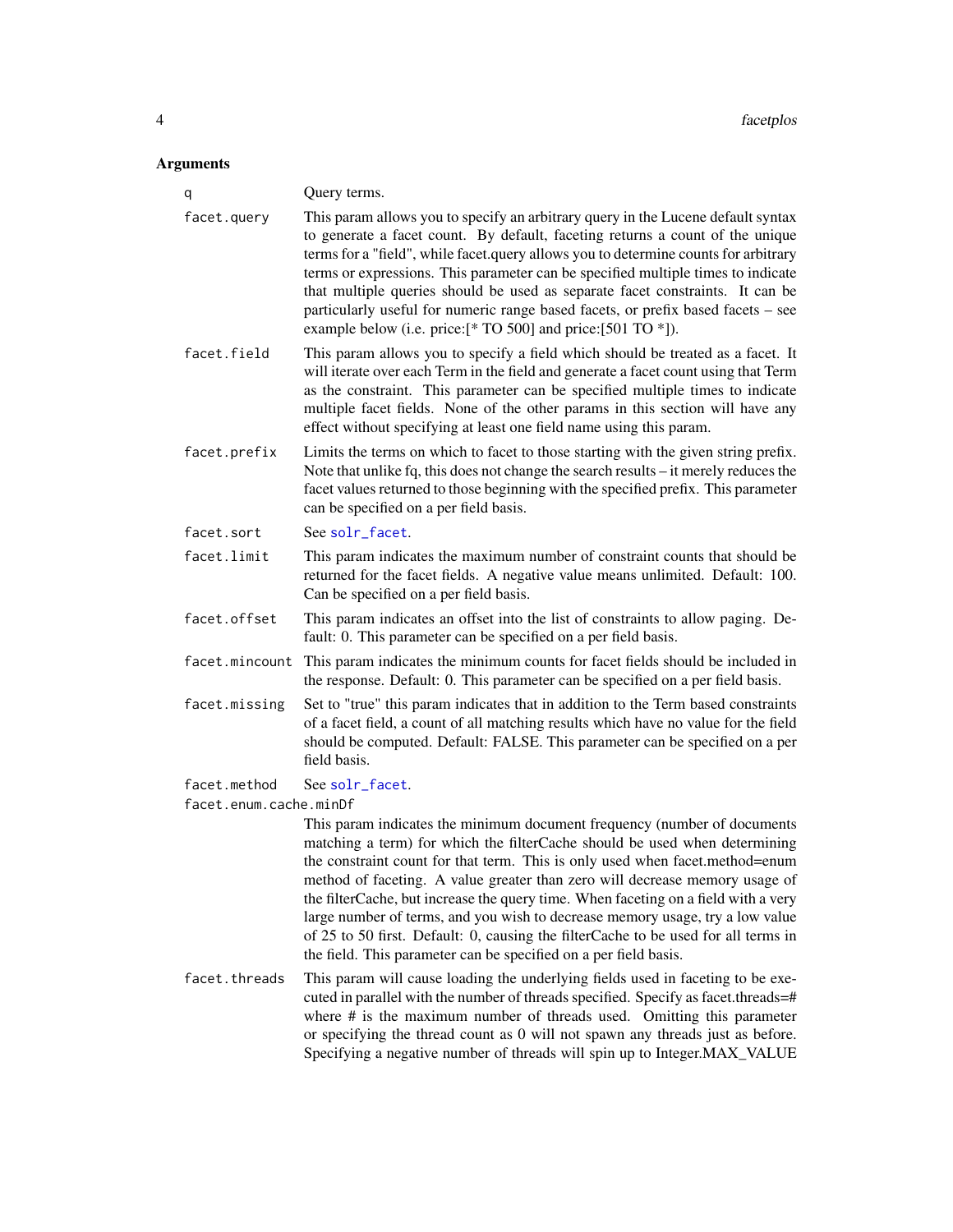## Arguments

`q` Query terms.

`facet.query` This param allows you to specify an arbitrary query in the Lucene default syntax to generate a facet count. By default, faceting returns a count of the unique terms for a "field", while facet.query allows you to determine counts for arbitrary terms or expressions. This parameter can be specified multiple times to indicate that multiple queries should be used as separate facet constraints. It can be particularly useful for numeric range based facets, or prefix based facets – see example below (i.e. price:[* TO 500] and price:[501 TO *]).

`facet.field` This param allows you to specify a field which should be treated as a facet. It will iterate over each Term in the field and generate a facet count using that Term as the constraint. This parameter can be specified multiple times to indicate multiple facet fields. None of the other params in this section will have any effect without specifying at least one field name using this param.

`facet.prefix` Limits the terms on which to facet to those starting with the given string prefix. Note that unlike fq, this does not change the search results – it merely reduces the facet values returned to those beginning with the specified prefix. This parameter can be specified on a per field basis.

`facet.sort` See `solr_facet`.

`facet.limit` This param indicates the maximum number of constraint counts that should be returned for the facet fields. A negative value means unlimited. Default: 100. Can be specified on a per field basis.

`facet.offset` This param indicates an offset into the list of constraints to allow paging. Default: 0. This parameter can be specified on a per field basis.

`facet.mincount` This param indicates the minimum counts for facet fields should be included in the response. Default: 0. This parameter can be specified on a per field basis.

`facet.missing` Set to "true" this param indicates that in addition to the Term based constraints of a facet field, a count of all matching results which have no value for the field should be computed. Default: FALSE. This parameter can be specified on a per field basis.

`facet.method` See `solr_facet`.

`facet.enum.cache.minDf` This param indicates the minimum document frequency (number of documents matching a term) for which the filterCache should be used when determining the constraint count for that term. This is only used when facet.method=enum method of faceting. A value greater than zero will decrease memory usage of the filterCache, but increase the query time. When faceting on a field with a very large number of terms, and you wish to decrease memory usage, try a low value of 25 to 50 first. Default: 0, causing the filterCache to be used for all terms in the field. This parameter can be specified on a per field basis.

`facet.threads` This param will cause loading the underlying fields used in faceting to be executed in parallel with the number of threads specified. Specify as facet.threads=# where # is the maximum number of threads used. Omitting this parameter or specifying the thread count as 0 will not spawn any threads just as before. Specifying a negative number of threads will spin up to Integer.MAX_VALUE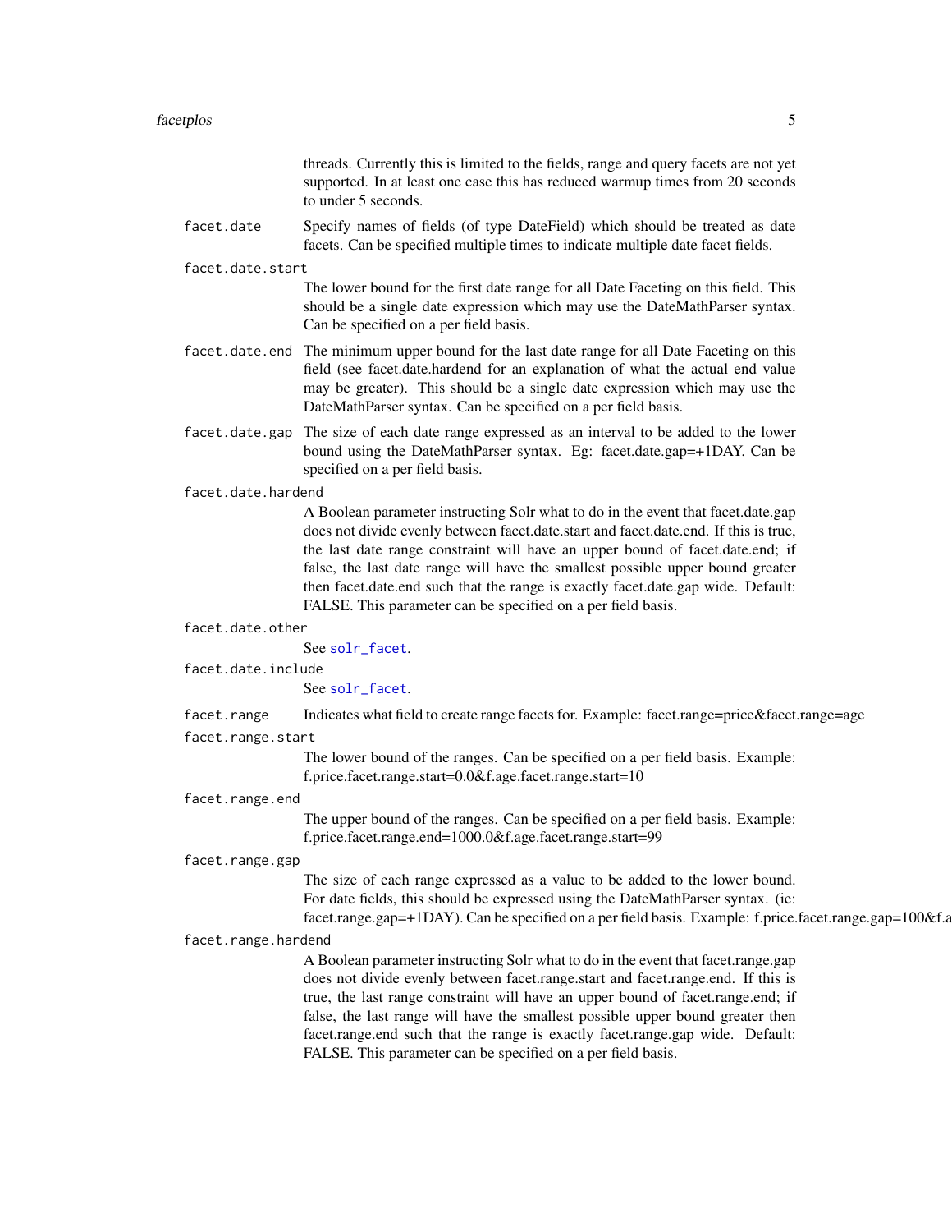threads. Currently this is limited to the fields, range and query facets are not yet supported. In at least one case this has reduced warmup times from 20 seconds to under 5 seconds.

`facet.date`
: Specify names of fields (of type DateField) which should be treated as date facets. Can be specified multiple times to indicate multiple date facet fields.

`facet.date.start`
: The lower bound for the first date range for all Date Faceting on this field. This should be a single date expression which may use the DateMathParser syntax. Can be specified on a per field basis.

`facet.date.end`
: The minimum upper bound for the last date range for all Date Faceting on this field (see facet.date.hardend for an explanation of what the actual end value may be greater). This should be a single date expression which may use the DateMathParser syntax. Can be specified on a per field basis.

`facet.date.gap`
: The size of each date range expressed as an interval to be added to the lower bound using the DateMathParser syntax. Eg: facet.date.gap=+1DAY. Can be specified on a per field basis.

`facet.date.hardend`
: A Boolean parameter instructing Solr what to do in the event that facet.date.gap does not divide evenly between facet.date.start and facet.date.end. If this is true, the last date range constraint will have an upper bound of facet.date.end; if false, the last date range will have the smallest possible upper bound greater then facet.date.end such that the range is exactly facet.date.gap wide. Default: FALSE. This parameter can be specified on a per field basis.

`facet.date.other`
: See `solr_facet`.

`facet.date.include`
: See `solr_facet`.

`facet.range`
: Indicates what field to create range facets for. Example: facet.range=price&facet.range=age

`facet.range.start`
: The lower bound of the ranges. Can be specified on a per field basis. Example: f.price.facet.range.start=0.0&f.age.facet.range.start=10

`facet.range.end`
: The upper bound of the ranges. Can be specified on a per field basis. Example: f.price.facet.range.end=1000.0&f.age.facet.range.start=99

`facet.range.gap`
: The size of each range expressed as a value to be added to the lower bound. For date fields, this should be expressed using the DateMathParser syntax. (ie: facet.range.gap=+1DAY). Can be specified on a per field basis. Example: f.price.facet.range.gap=100&f.a

`facet.range.hardend`
: A Boolean parameter instructing Solr what to do in the event that facet.range.gap does not divide evenly between facet.range.start and facet.range.end. If this is true, the last range constraint will have an upper bound of facet.range.end; if false, the last range will have the smallest possible upper bound greater then facet.range.end such that the range is exactly facet.range.gap wide. Default: FALSE. This parameter can be specified on a per field basis.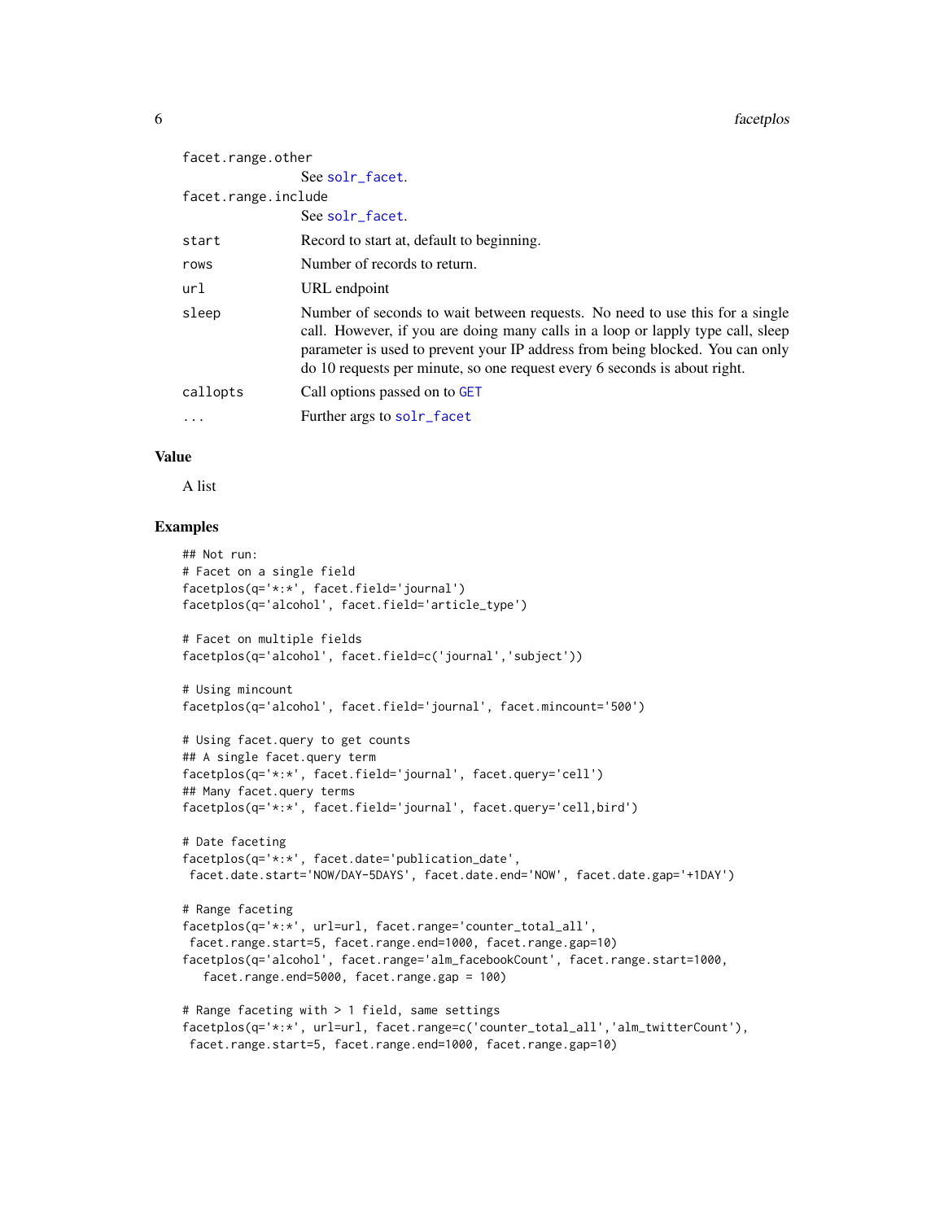| | |
|---|---|
| `facet.range.other` | See `solr_facet`. |
| `facet.range.include` | See `solr_facet`. |
| `start` | Record to start at, default to beginning. |
| `rows` | Number of records to return. |
| `url` | URL endpoint |
| `sleep` | Number of seconds to wait between requests. No need to use this for a single call. However, if you are doing many calls in a loop or lapply type call, sleep parameter is used to prevent your IP address from being blocked. You can only do 10 requests per minute, so one request every 6 seconds is about right. |
| `callopts` | Call options passed on to `GET` |
| `...` | Further args to `solr_facet` |

### Value

A list

### Examples

```
## Not run:
# Facet on a single field
facetplos(q='*:*', facet.field='journal')
facetplos(q='alcohol', facet.field='article_type')

# Facet on multiple fields
facetplos(q='alcohol', facet.field=c('journal','subject'))

# Using mincount
facetplos(q='alcohol', facet.field='journal', facet.mincount='500')

# Using facet.query to get counts
## A single facet.query term
facetplos(q='*:*', facet.field='journal', facet.query='cell')
## Many facet.query terms
facetplos(q='*:*', facet.field='journal', facet.query='cell,bird')

# Date faceting
facetplos(q='*:*', facet.date='publication_date',
 facet.date.start='NOW/DAY-5DAYS', facet.date.end='NOW', facet.date.gap='+1DAY')

# Range faceting
facetplos(q='*:*', url=url, facet.range='counter_total_all',
 facet.range.start=5, facet.range.end=1000, facet.range.gap=10)
facetplos(q='alcohol', facet.range='alm_facebookCount', facet.range.start=1000,
   facet.range.end=5000, facet.range.gap = 100)

# Range faceting with > 1 field, same settings
facetplos(q='*:*', url=url, facet.range=c('counter_total_all','alm_twitterCount'),
 facet.range.start=5, facet.range.end=1000, facet.range.gap=10)
```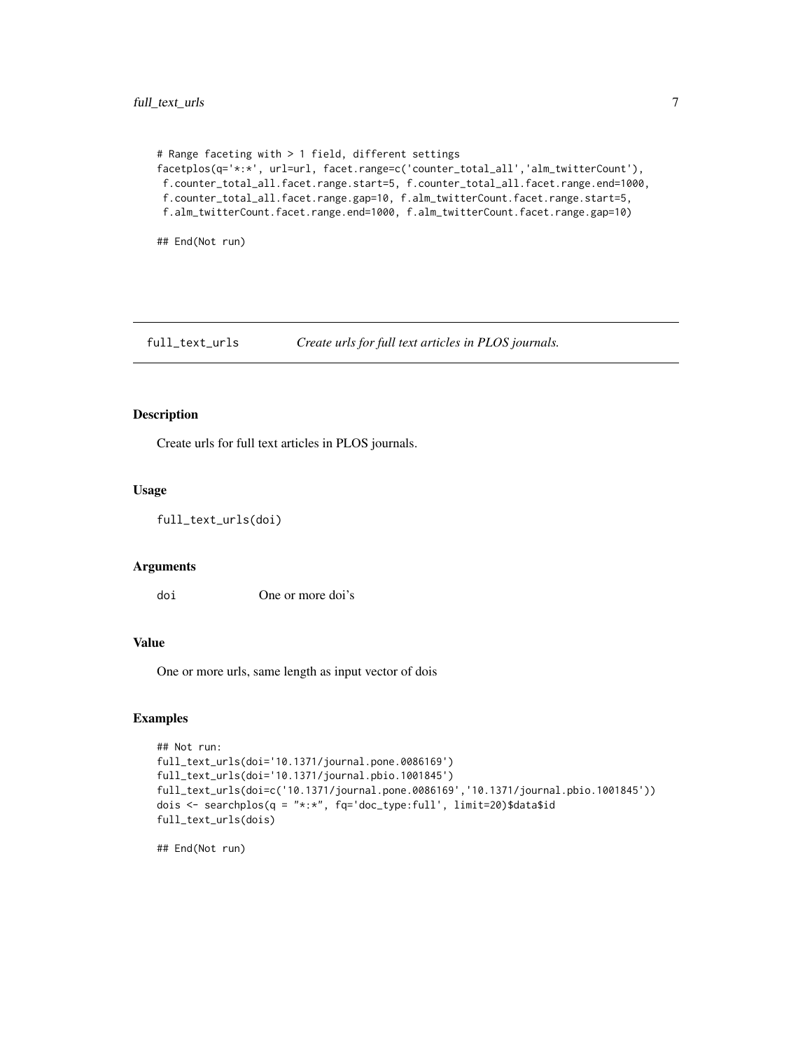```
# Range faceting with > 1 field, different settings
facetplos(q='*:*', url=url, facet.range=c('counter_total_all','alm_twitterCount'),
 f.counter_total_all.facet.range.start=5, f.counter_total_all.facet.range.end=1000,
 f.counter_total_all.facet.range.gap=10, f.alm_twitterCount.facet.range.start=5,
 f.alm_twitterCount.facet.range.end=1000, f.alm_twitterCount.facet.range.gap=10)

## End(Not run)
```

## full_text_urls    *Create urls for full text articles in PLOS journals.*

### Description

Create urls for full text articles in PLOS journals.

### Usage

```
full_text_urls(doi)
```

### Arguments

| | |
|---|---|
| doi | One or more doi's |

### Value

One or more urls, same length as input vector of dois

### Examples

```
## Not run:
full_text_urls(doi='10.1371/journal.pone.0086169')
full_text_urls(doi='10.1371/journal.pbio.1001845')
full_text_urls(doi=c('10.1371/journal.pone.0086169','10.1371/journal.pbio.1001845'))
dois <- searchplos(q = "*:*", fq='doc_type:full', limit=20)$data$id
full_text_urls(dois)

## End(Not run)
```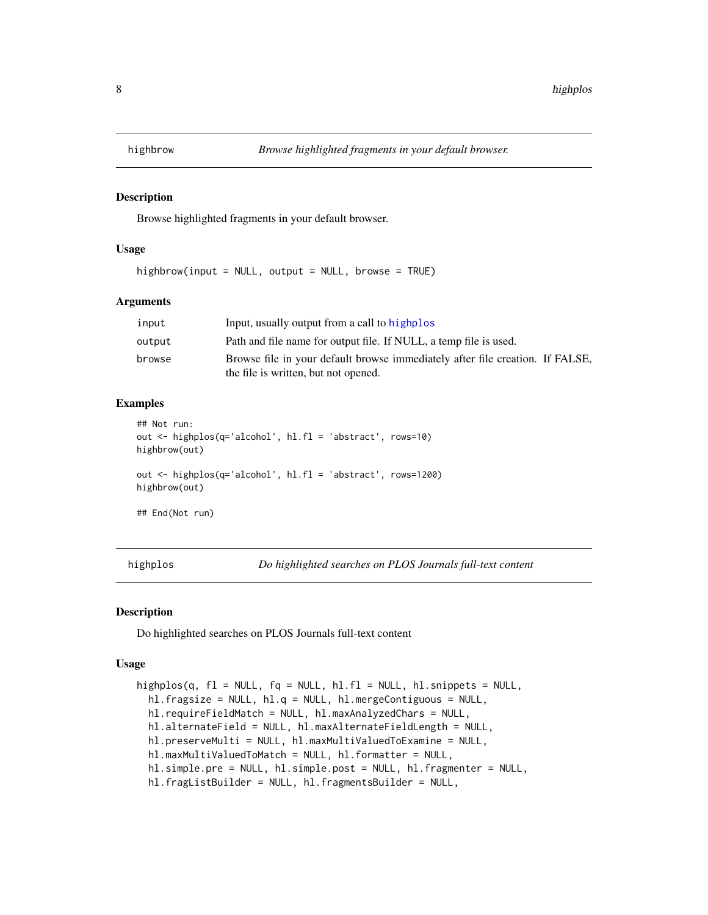## highbrow — *Browse highlighted fragments in your default browser.*

### Description

Browse highlighted fragments in your default browser.

### Usage

```
highbrow(input = NULL, output = NULL, browse = TRUE)
```

### Arguments

| | |
|---|---|
| input | Input, usually output from a call to highplos |
| output | Path and file name for output file. If NULL, a temp file is used. |
| browse | Browse file in your default browse immediately after file creation. If FALSE, the file is written, but not opened. |

### Examples

```
## Not run:
out <- highplos(q='alcohol', hl.fl = 'abstract', rows=10)
highbrow(out)

out <- highplos(q='alcohol', hl.fl = 'abstract', rows=1200)
highbrow(out)

## End(Not run)
```

## highplos — *Do highlighted searches on PLOS Journals full-text content*

### Description

Do highlighted searches on PLOS Journals full-text content

### Usage

```
highplos(q, fl = NULL, fq = NULL, hl.fl = NULL, hl.snippets = NULL,
  hl.fragsize = NULL, hl.q = NULL, hl.mergeContiguous = NULL,
  hl.requireFieldMatch = NULL, hl.maxAnalyzedChars = NULL,
  hl.alternateField = NULL, hl.maxAlternateFieldLength = NULL,
  hl.preserveMulti = NULL, hl.maxMultiValuedToExamine = NULL,
  hl.maxMultiValuedToMatch = NULL, hl.formatter = NULL,
  hl.simple.pre = NULL, hl.simple.post = NULL, hl.fragmenter = NULL,
  hl.fragListBuilder = NULL, hl.fragmentsBuilder = NULL,
```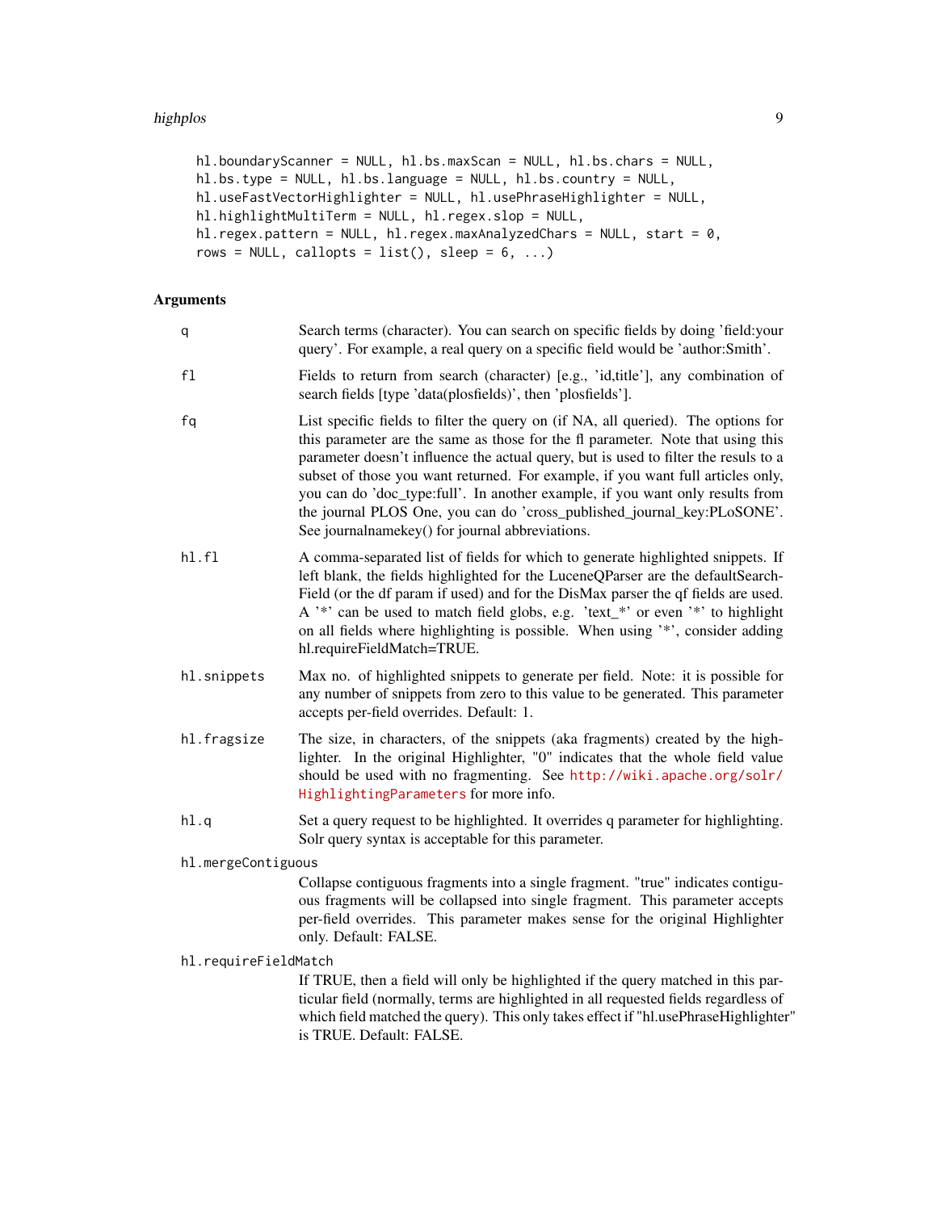```
hl.boundaryScanner = NULL, hl.bs.maxScan = NULL, hl.bs.chars = NULL,
hl.bs.type = NULL, hl.bs.language = NULL, hl.bs.country = NULL,
hl.useFastVectorHighlighter = NULL, hl.usePhraseHighlighter = NULL,
hl.highlightMultiTerm = NULL, hl.regex.slop = NULL,
hl.regex.pattern = NULL, hl.regex.maxAnalyzedChars = NULL, start = 0,
rows = NULL, callopts = list(), sleep = 6, ...)
```

## Arguments

`q`
: Search terms (character). You can search on specific fields by doing 'field:your query'. For example, a real query on a specific field would be 'author:Smith'.

`fl`
: Fields to return from search (character) [e.g., 'id,title'], any combination of search fields [type 'data(plosfields)', then 'plosfields'].

`fq`
: List specific fields to filter the query on (if NA, all queried). The options for this parameter are the same as those for the fl parameter. Note that using this parameter doesn't influence the actual query, but is used to filter the resuls to a subset of those you want returned. For example, if you want full articles only, you can do 'doc_type:full'. In another example, if you want only results from the journal PLOS One, you can do 'cross_published_journal_key:PLoSONE'. See journalnamekey() for journal abbreviations.

`hl.fl`
: A comma-separated list of fields for which to generate highlighted snippets. If left blank, the fields highlighted for the LuceneQParser are the defaultSearchField (or the df param if used) and for the DisMax parser the qf fields are used. A '*' can be used to match field globs, e.g. 'text_*' or even '*' to highlight on all fields where highlighting is possible. When using '*', consider adding hl.requireFieldMatch=TRUE.

`hl.snippets`
: Max no. of highlighted snippets to generate per field. Note: it is possible for any number of snippets from zero to this value to be generated. This parameter accepts per-field overrides. Default: 1.

`hl.fragsize`
: The size, in characters, of the snippets (aka fragments) created by the highlighter. In the original Highlighter, "0" indicates that the whole field value should be used with no fragmenting. See http://wiki.apache.org/solr/HighlightingParameters for more info.

`hl.q`
: Set a query request to be highlighted. It overrides q parameter for highlighting. Solr query syntax is acceptable for this parameter.

`hl.mergeContiguous`
: Collapse contiguous fragments into a single fragment. "true" indicates contiguous fragments will be collapsed into single fragment. This parameter accepts per-field overrides. This parameter makes sense for the original Highlighter only. Default: FALSE.

`hl.requireFieldMatch`
: If TRUE, then a field will only be highlighted if the query matched in this particular field (normally, terms are highlighted in all requested fields regardless of which field matched the query). This only takes effect if "hl.usePhraseHighlighter" is TRUE. Default: FALSE.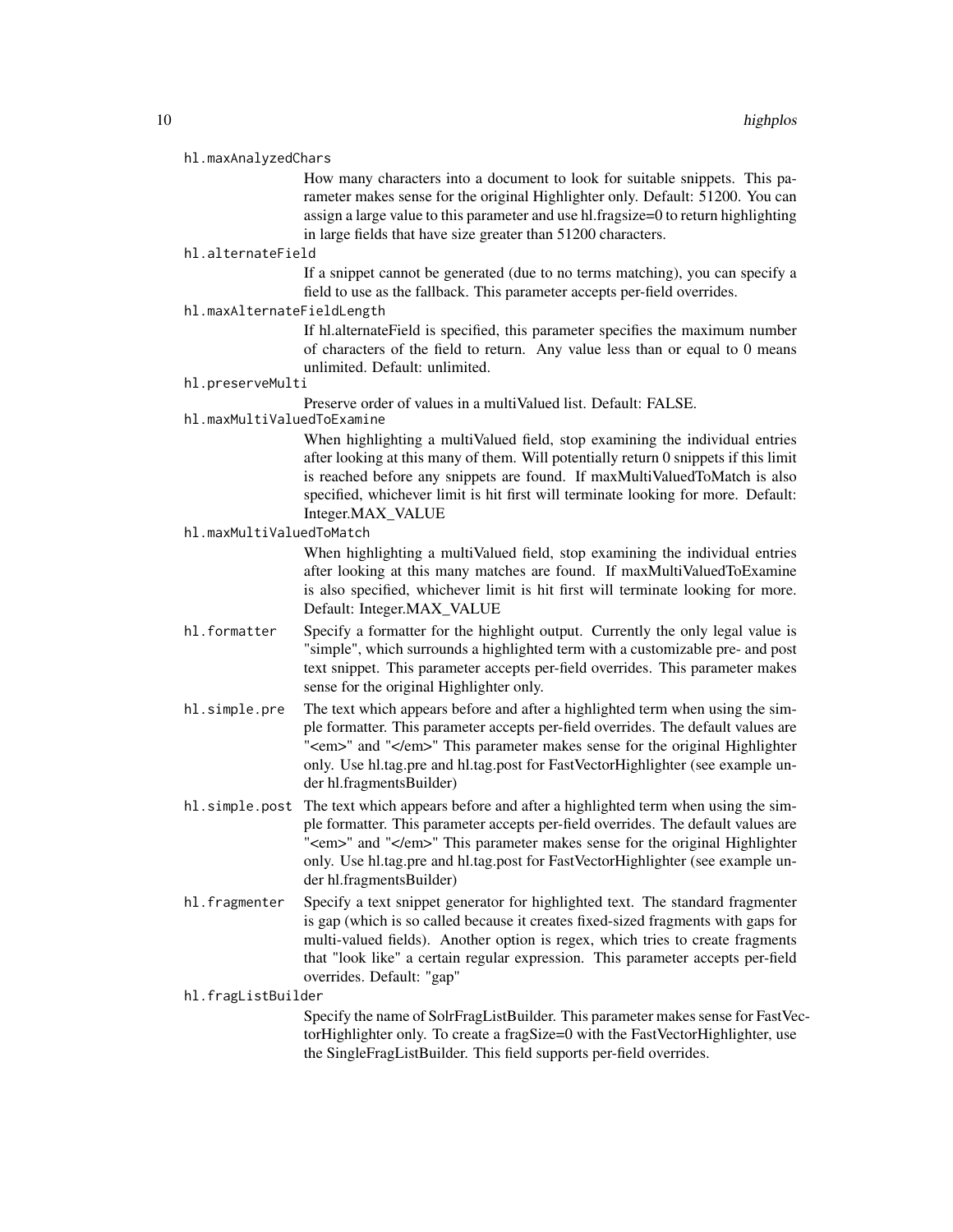hl.maxAnalyzedChars
: How many characters into a document to look for suitable snippets. This parameter makes sense for the original Highlighter only. Default: 51200. You can assign a large value to this parameter and use hl.fragsize=0 to return highlighting in large fields that have size greater than 51200 characters.

hl.alternateField
: If a snippet cannot be generated (due to no terms matching), you can specify a field to use as the fallback. This parameter accepts per-field overrides.

hl.maxAlternateFieldLength
: If hl.alternateField is specified, this parameter specifies the maximum number of characters of the field to return. Any value less than or equal to 0 means unlimited. Default: unlimited.

hl.preserveMulti
: Preserve order of values in a multiValued list. Default: FALSE.

hl.maxMultiValuedToExamine
: When highlighting a multiValued field, stop examining the individual entries after looking at this many of them. Will potentially return 0 snippets if this limit is reached before any snippets are found. If maxMultiValuedToMatch is also specified, whichever limit is hit first will terminate looking for more. Default: Integer.MAX_VALUE

hl.maxMultiValuedToMatch
: When highlighting a multiValued field, stop examining the individual entries after looking at this many matches are found. If maxMultiValuedToExamine is also specified, whichever limit is hit first will terminate looking for more. Default: Integer.MAX_VALUE

hl.formatter
: Specify a formatter for the highlight output. Currently the only legal value is "simple", which surrounds a highlighted term with a customizable pre- and post text snippet. This parameter accepts per-field overrides. This parameter makes sense for the original Highlighter only.

hl.simple.pre
: The text which appears before and after a highlighted term when using the simple formatter. This parameter accepts per-field overrides. The default values are "<em>" and "</em>" This parameter makes sense for the original Highlighter only. Use hl.tag.pre and hl.tag.post for FastVectorHighlighter (see example under hl.fragmentsBuilder)

hl.simple.post
: The text which appears before and after a highlighted term when using the simple formatter. This parameter accepts per-field overrides. The default values are "<em>" and "</em>" This parameter makes sense for the original Highlighter only. Use hl.tag.pre and hl.tag.post for FastVectorHighlighter (see example under hl.fragmentsBuilder)

hl.fragmenter
: Specify a text snippet generator for highlighted text. The standard fragmenter is gap (which is so called because it creates fixed-sized fragments with gaps for multi-valued fields). Another option is regex, which tries to create fragments that "look like" a certain regular expression. This parameter accepts per-field overrides. Default: "gap"

hl.fragListBuilder
: Specify the name of SolrFragListBuilder. This parameter makes sense for FastVectorHighlighter only. To create a fragSize=0 with the FastVectorHighlighter, use the SingleFragListBuilder. This field supports per-field overrides.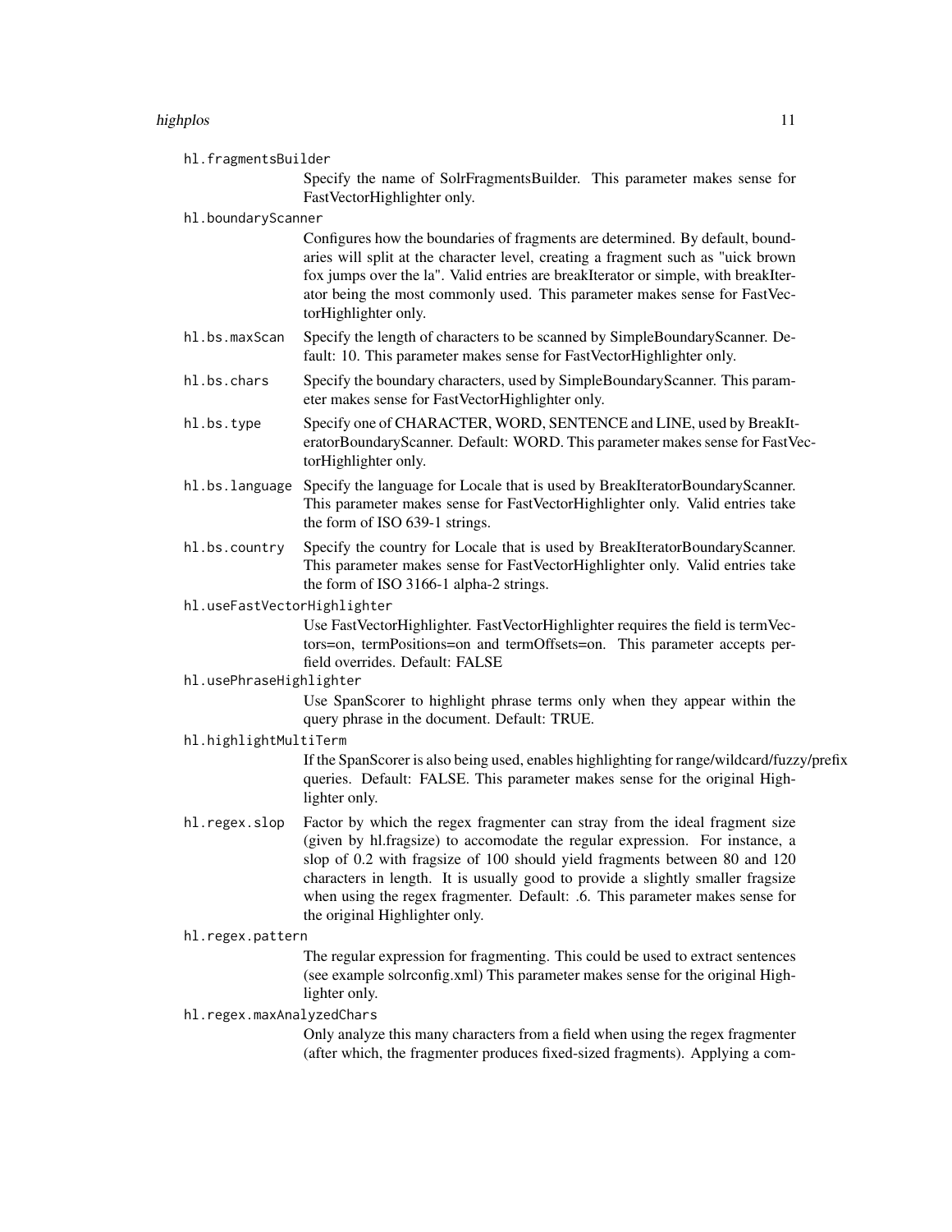`hl.fragmentsBuilder`
: Specify the name of SolrFragmentsBuilder. This parameter makes sense for FastVectorHighlighter only.

`hl.boundaryScanner`
: Configures how the boundaries of fragments are determined. By default, boundaries will split at the character level, creating a fragment such as "uick brown fox jumps over the la". Valid entries are breakIterator or simple, with breakIterator being the most commonly used. This parameter makes sense for FastVectorHighlighter only.

`hl.bs.maxScan`
: Specify the length of characters to be scanned by SimpleBoundaryScanner. Default: 10. This parameter makes sense for FastVectorHighlighter only.

`hl.bs.chars`
: Specify the boundary characters, used by SimpleBoundaryScanner. This parameter makes sense for FastVectorHighlighter only.

`hl.bs.type`
: Specify one of CHARACTER, WORD, SENTENCE and LINE, used by BreakIteratorBoundaryScanner. Default: WORD. This parameter makes sense for FastVectorHighlighter only.

`hl.bs.language`
: Specify the language for Locale that is used by BreakIteratorBoundaryScanner. This parameter makes sense for FastVectorHighlighter only. Valid entries take the form of ISO 639-1 strings.

`hl.bs.country`
: Specify the country for Locale that is used by BreakIteratorBoundaryScanner. This parameter makes sense for FastVectorHighlighter only. Valid entries take the form of ISO 3166-1 alpha-2 strings.

`hl.useFastVectorHighlighter`
: Use FastVectorHighlighter. FastVectorHighlighter requires the field is termVectors=on, termPositions=on and termOffsets=on. This parameter accepts per-field overrides. Default: FALSE

`hl.usePhraseHighlighter`
: Use SpanScorer to highlight phrase terms only when they appear within the query phrase in the document. Default: TRUE.

`hl.highlightMultiTerm`
: If the SpanScorer is also being used, enables highlighting for range/wildcard/fuzzy/prefix queries. Default: FALSE. This parameter makes sense for the original Highlighter only.

`hl.regex.slop`
: Factor by which the regex fragmenter can stray from the ideal fragment size (given by hl.fragsize) to accomodate the regular expression. For instance, a slop of 0.2 with fragsize of 100 should yield fragments between 80 and 120 characters in length. It is usually good to provide a slightly smaller fragsize when using the regex fragmenter. Default: .6. This parameter makes sense for the original Highlighter only.

`hl.regex.pattern`
: The regular expression for fragmenting. This could be used to extract sentences (see example solrconfig.xml) This parameter makes sense for the original Highlighter only.

`hl.regex.maxAnalyzedChars`
: Only analyze this many characters from a field when using the regex fragmenter (after which, the fragmenter produces fixed-sized fragments). Applying a com-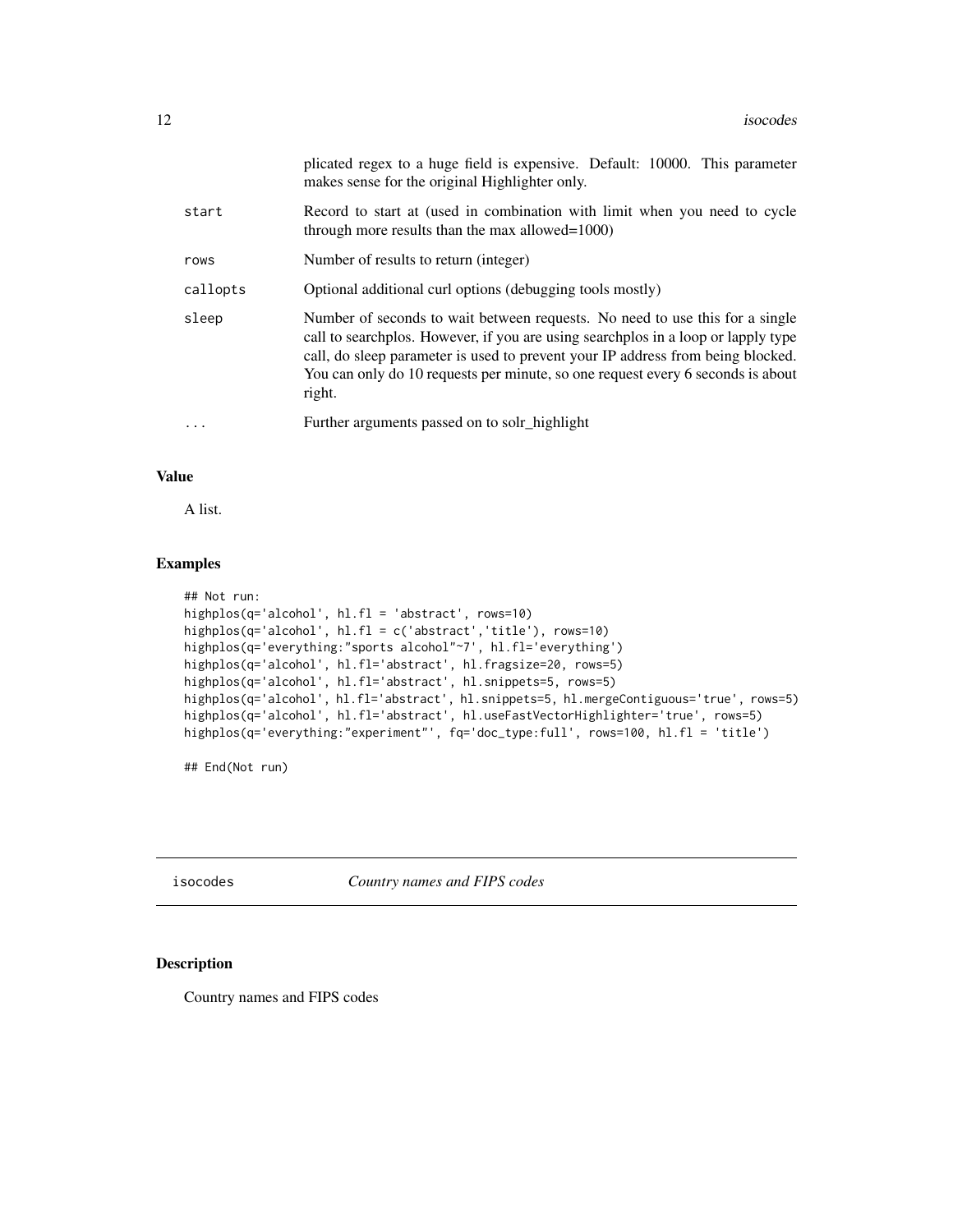| | |
|---|---|
| | plicated regex to a huge field is expensive. Default: 10000. This parameter makes sense for the original Highlighter only. |
| start | Record to start at (used in combination with limit when you need to cycle through more results than the max allowed=1000) |
| rows | Number of results to return (integer) |
| callopts | Optional additional curl options (debugging tools mostly) |
| sleep | Number of seconds to wait between requests. No need to use this for a single call to searchplos. However, if you are using searchplos in a loop or lapply type call, do sleep parameter is used to prevent your IP address from being blocked. You can only do 10 requests per minute, so one request every 6 seconds is about right. |
| ... | Further arguments passed on to solr_highlight |

## Value

A list.

## Examples

```
## Not run:
highplos(q='alcohol', hl.fl = 'abstract', rows=10)
highplos(q='alcohol', hl.fl = c('abstract','title'), rows=10)
highplos(q='everything:"sports alcohol"~7', hl.fl='everything')
highplos(q='alcohol', hl.fl='abstract', hl.fragsize=20, rows=5)
highplos(q='alcohol', hl.fl='abstract', hl.snippets=5, rows=5)
highplos(q='alcohol', hl.fl='abstract', hl.snippets=5, hl.mergeContiguous='true', rows=5)
highplos(q='alcohol', hl.fl='abstract', hl.useFastVectorHighlighter='true', rows=5)
highplos(q='everything:"experiment"', fq='doc_type:full', rows=100, hl.fl = 'title')

## End(Not run)
```

# isocodes *Country names and FIPS codes*

## Description

Country names and FIPS codes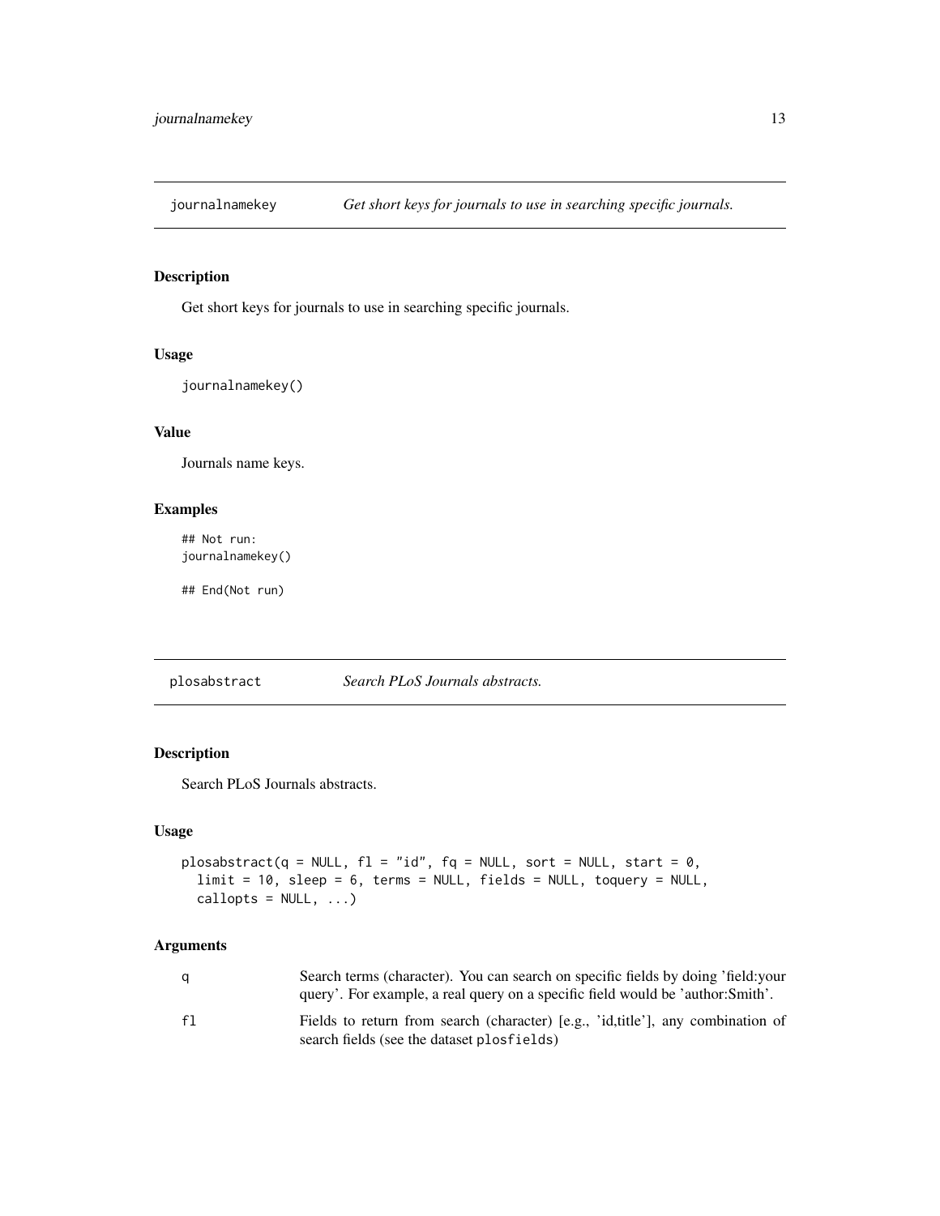## journalnamekey — *Get short keys for journals to use in searching specific journals.*

### Description

Get short keys for journals to use in searching specific journals.

### Usage

```
journalnamekey()
```

### Value

Journals name keys.

### Examples

```
## Not run:
journalnamekey()

## End(Not run)
```

## plosabstract — *Search PLoS Journals abstracts.*

### Description

Search PLoS Journals abstracts.

### Usage

```
plosabstract(q = NULL, fl = "id", fq = NULL, sort = NULL, start = 0,
  limit = 10, sleep = 6, terms = NULL, fields = NULL, toquery = NULL,
  callopts = NULL, ...)
```

### Arguments

| | |
|---|---|
| q | Search terms (character). You can search on specific fields by doing 'field:your query'. For example, a real query on a specific field would be 'author:Smith'. |
| fl | Fields to return from search (character) [e.g., 'id,title'], any combination of search fields (see the dataset `plosfields`) |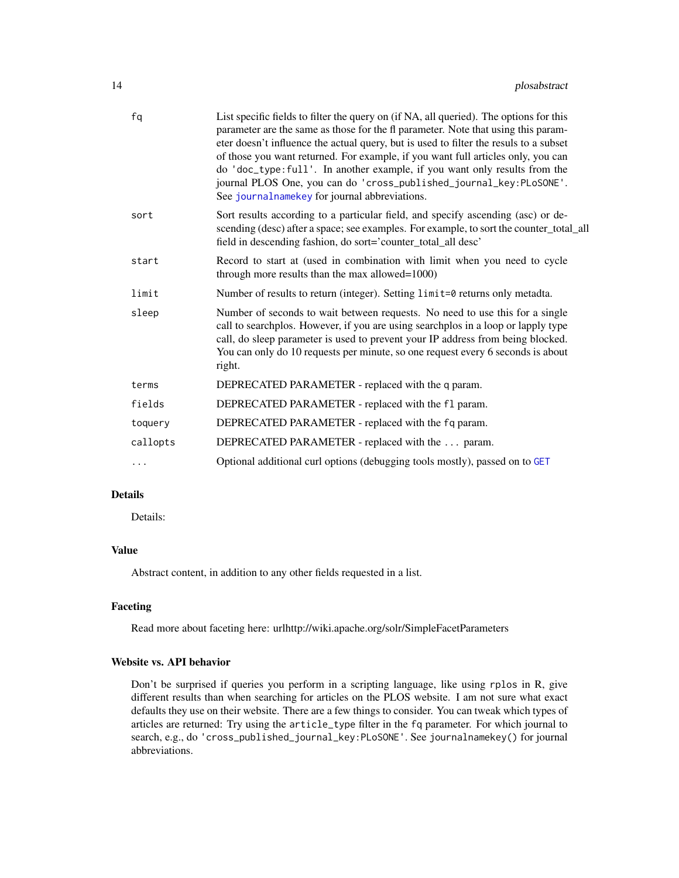| | |
|---|---|
| fq | List specific fields to filter the query on (if NA, all queried). The options for this parameter are the same as those for the fl parameter. Note that using this parameter doesn't influence the actual query, but is used to filter the resuls to a subset of those you want returned. For example, if you want full articles only, you can do `'doc_type:full'`. In another example, if you want only results from the journal PLOS One, you can do `'cross_published_journal_key:PLoSONE'`. See `journalnamekey` for journal abbreviations. |
| sort | Sort results according to a particular field, and specify ascending (asc) or descending (desc) after a space; see examples. For example, to sort the counter_total_all field in descending fashion, do sort='counter_total_all desc' |
| start | Record to start at (used in combination with limit when you need to cycle through more results than the max allowed=1000) |
| limit | Number of results to return (integer). Setting `limit=0` returns only metadta. |
| sleep | Number of seconds to wait between requests. No need to use this for a single call to searchplos. However, if you are using searchplos in a loop or lapply type call, do sleep parameter is used to prevent your IP address from being blocked. You can only do 10 requests per minute, so one request every 6 seconds is about right. |
| terms | DEPRECATED PARAMETER - replaced with the `q` param. |
| fields | DEPRECATED PARAMETER - replaced with the `fl` param. |
| toquery | DEPRECATED PARAMETER - replaced with the `fq` param. |
| callopts | DEPRECATED PARAMETER - replaced with the `...` param. |
| ... | Optional additional curl options (debugging tools mostly), passed on to `GET` |

## Details

Details:

## Value

Abstract content, in addition to any other fields requested in a list.

## Faceting

Read more about faceting here: urlhttp://wiki.apache.org/solr/SimpleFacetParameters

## Website vs. API behavior

Don't be surprised if queries you perform in a scripting language, like using `rplos` in R, give different results than when searching for articles on the PLOS website. I am not sure what exact defaults they use on their website. There are a few things to consider. You can tweak which types of articles are returned: Try using the `article_type` filter in the `fq` parameter. For which journal to search, e.g., do `'cross_published_journal_key:PLoSONE'`. See `journalnamekey()` for journal abbreviations.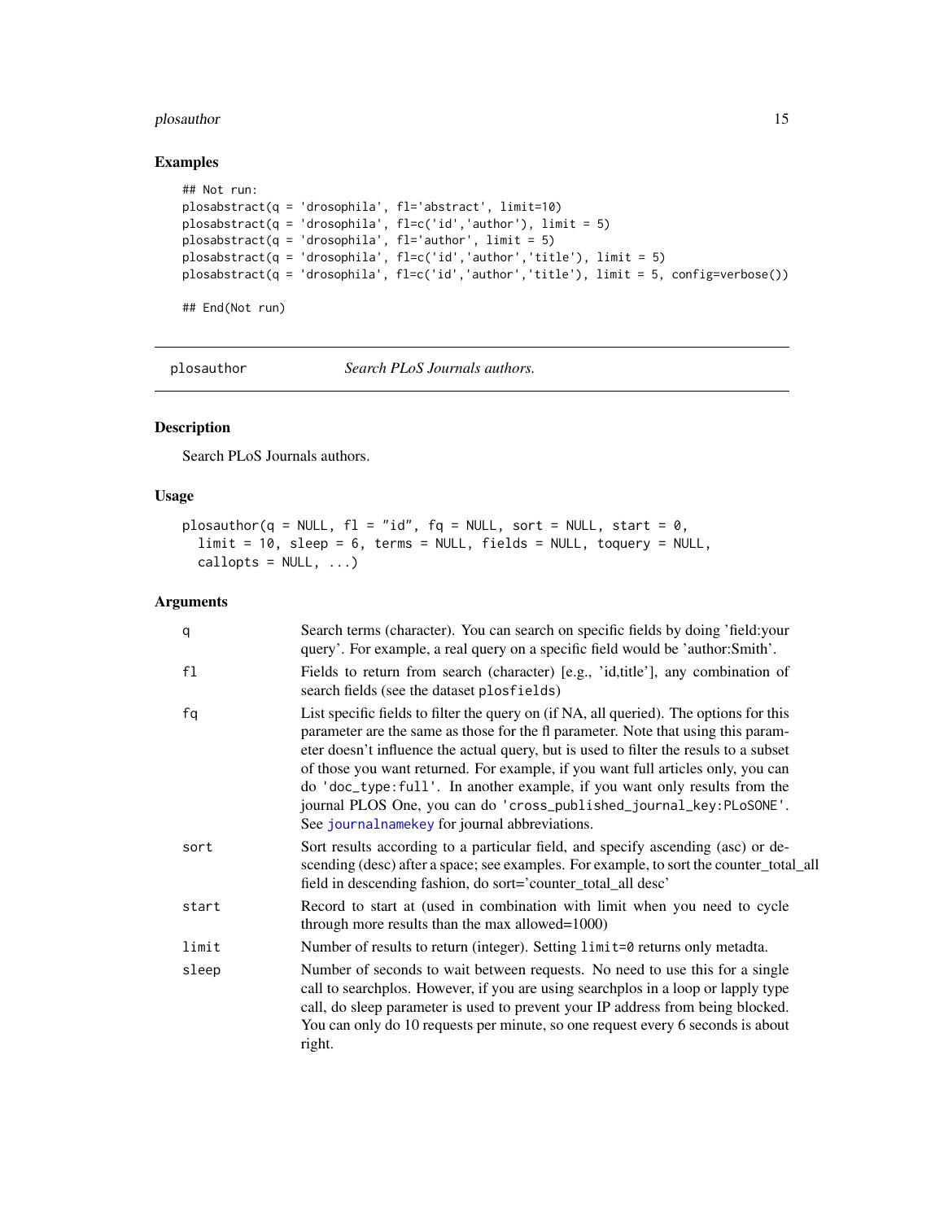## Examples

```
## Not run:
plosabstract(q = 'drosophila', fl='abstract', limit=10)
plosabstract(q = 'drosophila', fl=c('id','author'), limit = 5)
plosabstract(q = 'drosophila', fl='author', limit = 5)
plosabstract(q = 'drosophila', fl=c('id','author','title'), limit = 5)
plosabstract(q = 'drosophila', fl=c('id','author','title'), limit = 5, config=verbose())

## End(Not run)
```

---

# plosauthor — *Search PLoS Journals authors.*

---

## Description

Search PLoS Journals authors.

## Usage

```
plosauthor(q = NULL, fl = "id", fq = NULL, sort = NULL, start = 0,
  limit = 10, sleep = 6, terms = NULL, fields = NULL, toquery = NULL,
  callopts = NULL, ...)
```

## Arguments

| Argument | Description |
|---|---|
| `q` | Search terms (character). You can search on specific fields by doing 'field:your query'. For example, a real query on a specific field would be 'author:Smith'. |
| `fl` | Fields to return from search (character) [e.g., 'id,title'], any combination of search fields (see the dataset `plosfields`) |
| `fq` | List specific fields to filter the query on (if NA, all queried). The options for this parameter are the same as those for the fl parameter. Note that using this parameter doesn't influence the actual query, but is used to filter the resuls to a subset of those you want returned. For example, if you want full articles only, you can do `'doc_type:full'`. In another example, if you want only results from the journal PLOS One, you can do `'cross_published_journal_key:PLoSONE'`. See `journalnamekey` for journal abbreviations. |
| `sort` | Sort results according to a particular field, and specify ascending (asc) or descending (desc) after a space; see examples. For example, to sort the counter_total_all field in descending fashion, do sort='counter_total_all desc' |
| `start` | Record to start at (used in combination with limit when you need to cycle through more results than the max allowed=1000) |
| `limit` | Number of results to return (integer). Setting `limit=0` returns only metadta. |
| `sleep` | Number of seconds to wait between requests. No need to use this for a single call to searchplos. However, if you are using searchplos in a loop or lapply type call, do sleep parameter is used to prevent your IP address from being blocked. You can only do 10 requests per minute, so one request every 6 seconds is about right. |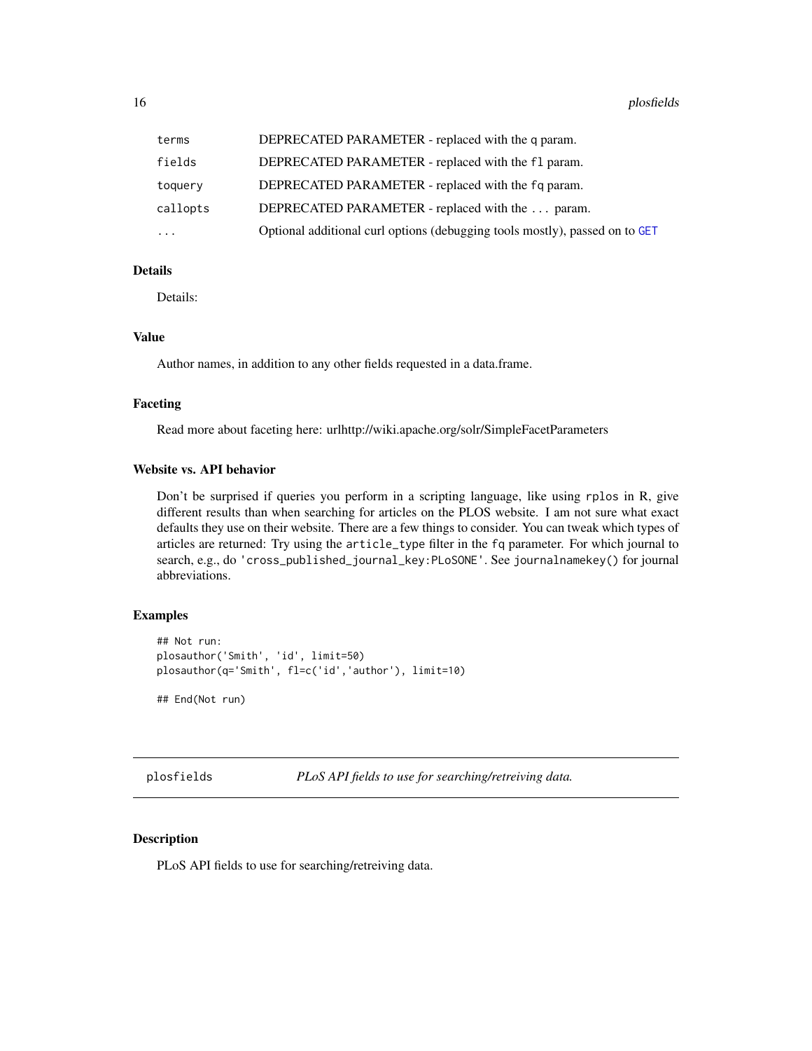| | |
|---|---|
| `terms` | DEPRECATED PARAMETER - replaced with the q param. |
| `fields` | DEPRECATED PARAMETER - replaced with the fl param. |
| `toquery` | DEPRECATED PARAMETER - replaced with the fq param. |
| `callopts` | DEPRECATED PARAMETER - replaced with the ... param. |
| `...` | Optional additional curl options (debugging tools mostly), passed on to GET |

### Details

Details:

### Value

Author names, in addition to any other fields requested in a data.frame.

### Faceting

Read more about faceting here: urlhttp://wiki.apache.org/solr/SimpleFacetParameters

### Website vs. API behavior

Don't be surprised if queries you perform in a scripting language, like using rplos in R, give different results than when searching for articles on the PLOS website. I am not sure what exact defaults they use on their website. There are a few things to consider. You can tweak which types of articles are returned: Try using the article_type filter in the fq parameter. For which journal to search, e.g., do 'cross_published_journal_key:PLoSONE'. See journalnamekey() for journal abbreviations.

### Examples

```
## Not run:
plosauthor('Smith', 'id', limit=50)
plosauthor(q='Smith', fl=c('id','author'), limit=10)

## End(Not run)
```

---

## plosfields — *PLoS API fields to use for searching/retreiving data.*

---

### Description

PLoS API fields to use for searching/retreiving data.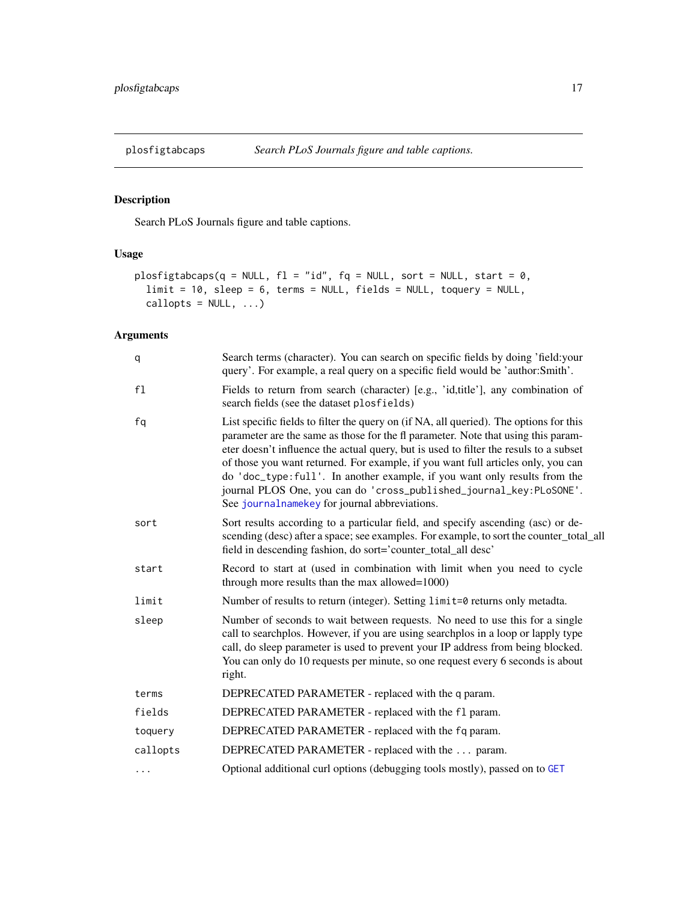## plosfigtabcaps — *Search PLoS Journals figure and table captions.*

### Description

Search PLoS Journals figure and table captions.

### Usage

```
plosfigtabcaps(q = NULL, fl = "id", fq = NULL, sort = NULL, start = 0,
  limit = 10, sleep = 6, terms = NULL, fields = NULL, toquery = NULL,
  callopts = NULL, ...)
```

### Arguments

| | |
|---|---|
| `q` | Search terms (character). You can search on specific fields by doing 'field:your query'. For example, a real query on a specific field would be 'author:Smith'. |
| `fl` | Fields to return from search (character) [e.g., 'id,title'], any combination of search fields (see the dataset `plosfields`) |
| `fq` | List specific fields to filter the query on (if NA, all queried). The options for this parameter are the same as those for the fl parameter. Note that using this parameter doesn't influence the actual query, but is used to filter the resuls to a subset of those you want returned. For example, if you want full articles only, you can do `'doc_type:full'`. In another example, if you want only results from the journal PLOS One, you can do `'cross_published_journal_key:PLoSONE'`. See `journalnamekey` for journal abbreviations. |
| `sort` | Sort results according to a particular field, and specify ascending (asc) or descending (desc) after a space; see examples. For example, to sort the counter_total_all field in descending fashion, do sort='counter_total_all desc' |
| `start` | Record to start at (used in combination with limit when you need to cycle through more results than the max allowed=1000) |
| `limit` | Number of results to return (integer). Setting `limit=0` returns only metadta. |
| `sleep` | Number of seconds to wait between requests. No need to use this for a single call to searchplos. However, if you are using searchplos in a loop or lapply type call, do sleep parameter is used to prevent your IP address from being blocked. You can only do 10 requests per minute, so one request every 6 seconds is about right. |
| `terms` | DEPRECATED PARAMETER - replaced with the q param. |
| `fields` | DEPRECATED PARAMETER - replaced with the `fl` param. |
| `toquery` | DEPRECATED PARAMETER - replaced with the `fq` param. |
| `callopts` | DEPRECATED PARAMETER - replaced with the `...` param. |
| `...` | Optional additional curl options (debugging tools mostly), passed on to `GET` |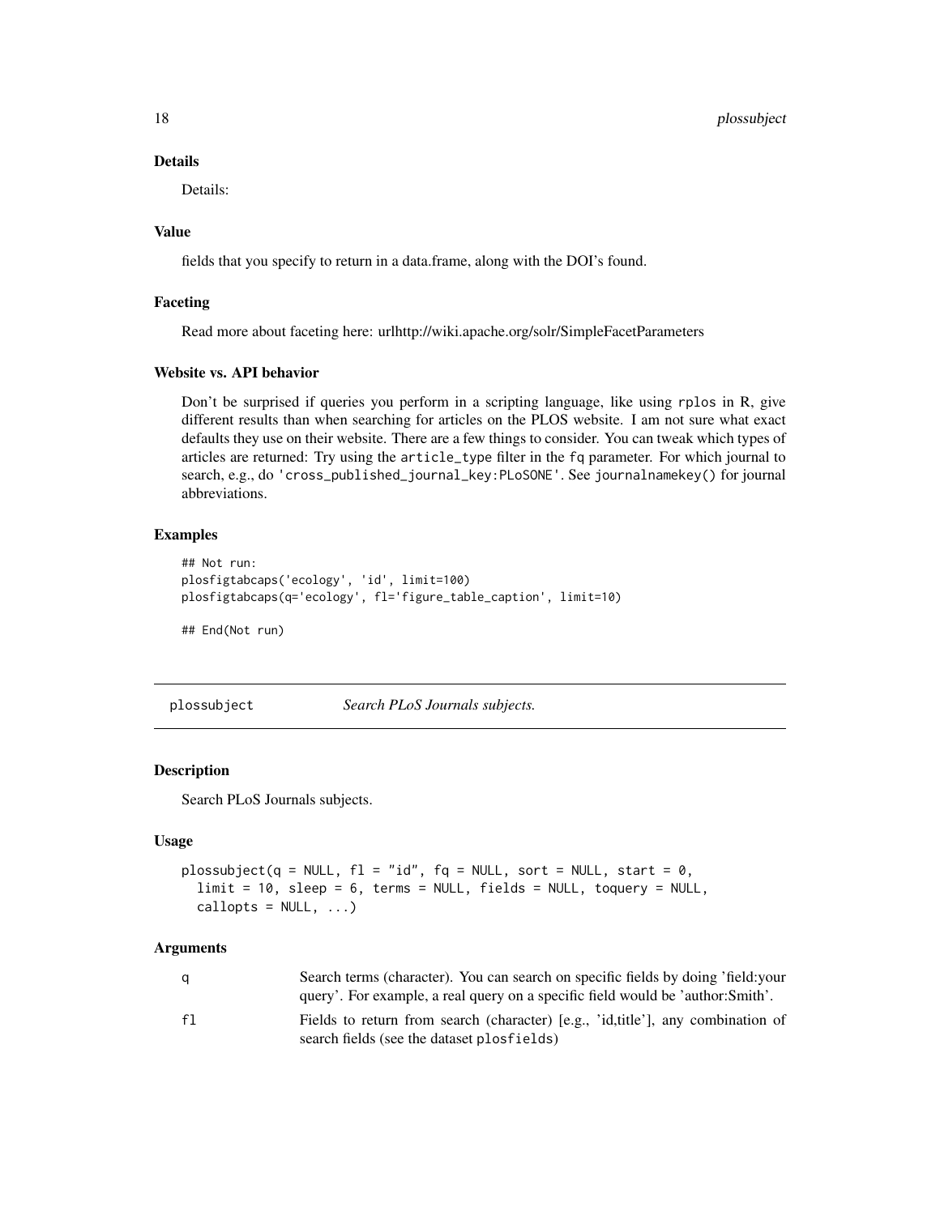### Details

Details:

### Value

fields that you specify to return in a data.frame, along with the DOI's found.

### Faceting

Read more about faceting here: urlhttp://wiki.apache.org/solr/SimpleFacetParameters

### Website vs. API behavior

Don't be surprised if queries you perform in a scripting language, like using `rplos` in R, give different results than when searching for articles on the PLOS website. I am not sure what exact defaults they use on their website. There are a few things to consider. You can tweak which types of articles are returned: Try using the `article_type` filter in the `fq` parameter. For which journal to search, e.g., do `'cross_published_journal_key:PLoSONE'`. See `journalnamekey()` for journal abbreviations.

### Examples

```
## Not run:
plosfigtabcaps('ecology', 'id', limit=100)
plosfigtabcaps(q='ecology', fl='figure_table_caption', limit=10)

## End(Not run)
```

---

## plossubject — *Search PLoS Journals subjects.*

### Description

Search PLoS Journals subjects.

### Usage

```
plossubject(q = NULL, fl = "id", fq = NULL, sort = NULL, start = 0,
  limit = 10, sleep = 6, terms = NULL, fields = NULL, toquery = NULL,
  callopts = NULL, ...)
```

### Arguments

| | |
|---|---|
| `q` | Search terms (character). You can search on specific fields by doing 'field:your query'. For example, a real query on a specific field would be 'author:Smith'. |
| `fl` | Fields to return from search (character) [e.g., 'id,title'], any combination of search fields (see the dataset `plosfields`) |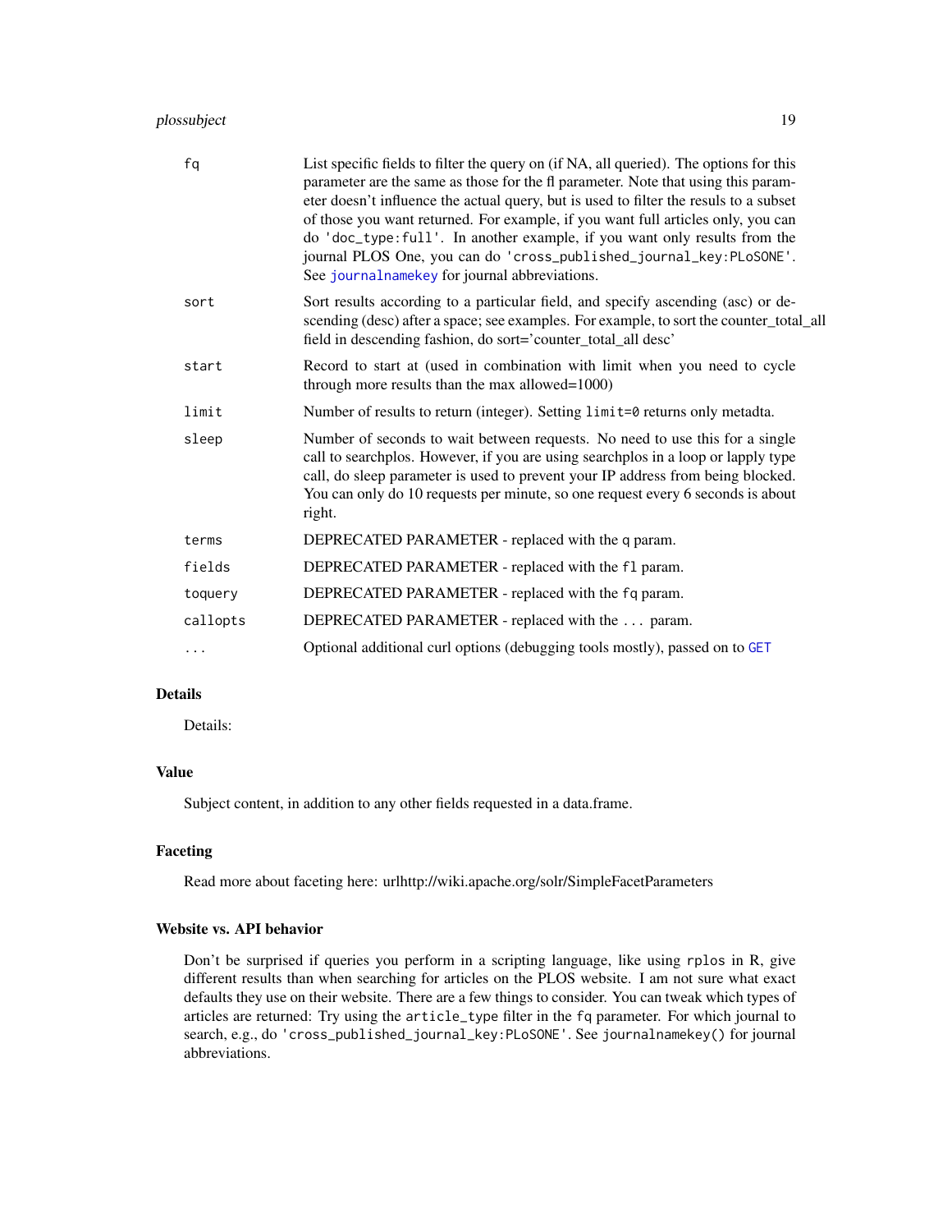| | |
|---|---|
| `fq` | List specific fields to filter the query on (if NA, all queried). The options for this parameter are the same as those for the fl parameter. Note that using this parameter doesn't influence the actual query, but is used to filter the resuls to a subset of those you want returned. For example, if you want full articles only, you can do `'doc_type:full'`. In another example, if you want only results from the journal PLOS One, you can do `'cross_published_journal_key:PLoSONE'`. See `journalnamekey` for journal abbreviations. |
| `sort` | Sort results according to a particular field, and specify ascending (asc) or descending (desc) after a space; see examples. For example, to sort the counter_total_all field in descending fashion, do sort='counter_total_all desc' |
| `start` | Record to start at (used in combination with limit when you need to cycle through more results than the max allowed=1000) |
| `limit` | Number of results to return (integer). Setting `limit=0` returns only metadta. |
| `sleep` | Number of seconds to wait between requests. No need to use this for a single call to searchplos. However, if you are using searchplos in a loop or lapply type call, do sleep parameter is used to prevent your IP address from being blocked. You can only do 10 requests per minute, so one request every 6 seconds is about right. |
| `terms` | DEPRECATED PARAMETER - replaced with the `q` param. |
| `fields` | DEPRECATED PARAMETER - replaced with the `fl` param. |
| `toquery` | DEPRECATED PARAMETER - replaced with the `fq` param. |
| `callopts` | DEPRECATED PARAMETER - replaced with the `...` param. |
| `...` | Optional additional curl options (debugging tools mostly), passed on to `GET` |

## Details

Details:

## Value

Subject content, in addition to any other fields requested in a data.frame.

## Faceting

Read more about faceting here: urlhttp://wiki.apache.org/solr/SimpleFacetParameters

## Website vs. API behavior

Don't be surprised if queries you perform in a scripting language, like using `rplos` in R, give different results than when searching for articles on the PLOS website. I am not sure what exact defaults they use on their website. There are a few things to consider. You can tweak which types of articles are returned: Try using the `article_type` filter in the `fq` parameter. For which journal to search, e.g., do `'cross_published_journal_key:PLoSONE'`. See `journalnamekey()` for journal abbreviations.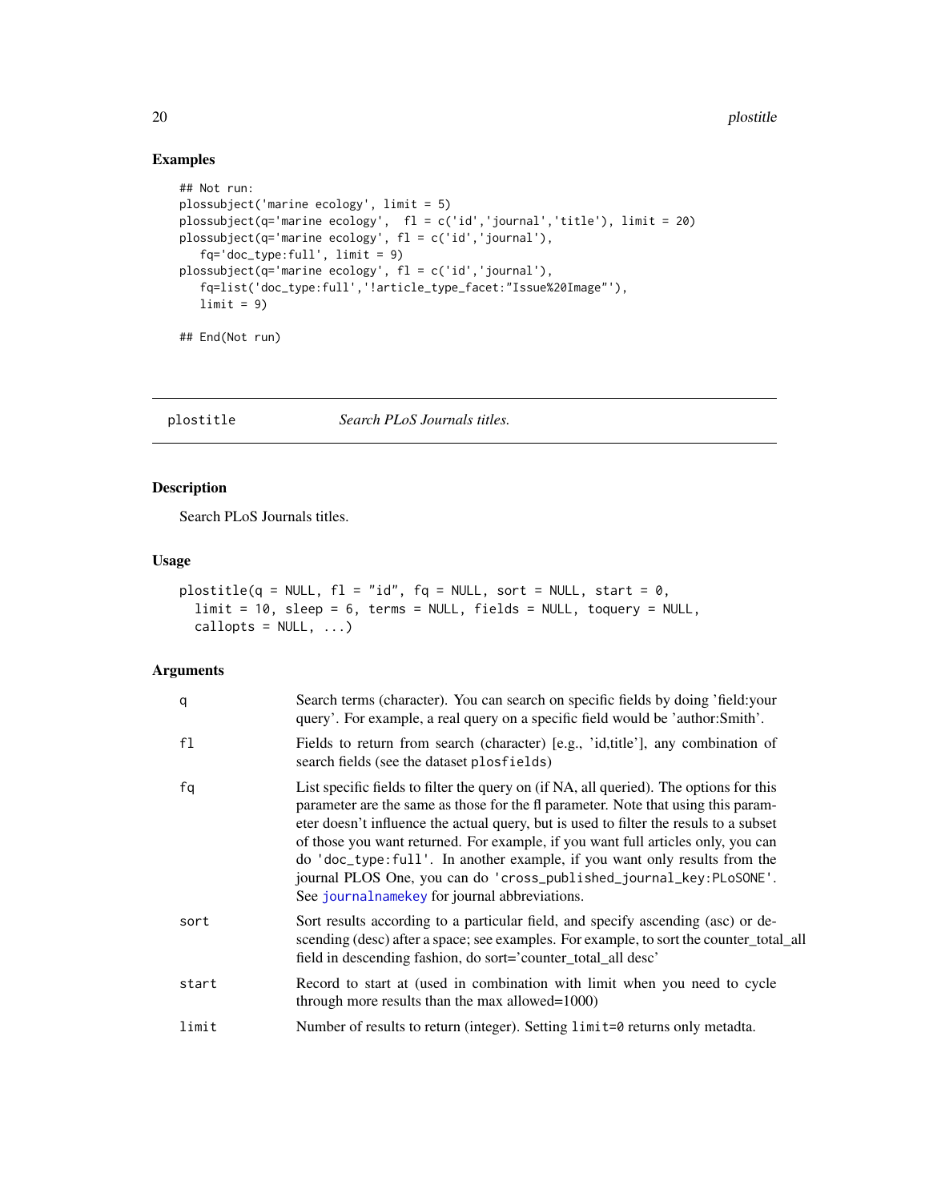## Examples

```
## Not run:
plossubject('marine ecology', limit = 5)
plossubject(q='marine ecology',  fl = c('id','journal','title'), limit = 20)
plossubject(q='marine ecology', fl = c('id','journal'),
   fq='doc_type:full', limit = 9)
plossubject(q='marine ecology', fl = c('id','journal'),
   fq=list('doc_type:full','!article_type_facet:"Issue%20Image"'),
   limit = 9)

## End(Not run)
```

---

# plostitle *Search PLoS Journals titles.*

## Description

Search PLoS Journals titles.

## Usage

```
plostitle(q = NULL, fl = "id", fq = NULL, sort = NULL, start = 0,
  limit = 10, sleep = 6, terms = NULL, fields = NULL, toquery = NULL,
  callopts = NULL, ...)
```

## Arguments

| | |
|---|---|
| q | Search terms (character). You can search on specific fields by doing 'field:your query'. For example, a real query on a specific field would be 'author:Smith'. |
| fl | Fields to return from search (character) [e.g., 'id,title'], any combination of search fields (see the dataset `plosfields`) |
| fq | List specific fields to filter the query on (if NA, all queried). The options for this parameter are the same as those for the fl parameter. Note that using this parameter doesn't influence the actual query, but is used to filter the resuls to a subset of those you want returned. For example, if you want full articles only, you can do `'doc_type:full'`. In another example, if you want only results from the journal PLOS One, you can do `'cross_published_journal_key:PLoSONE'`. See `journalnamekey` for journal abbreviations. |
| sort | Sort results according to a particular field, and specify ascending (asc) or descending (desc) after a space; see examples. For example, to sort the counter_total_all field in descending fashion, do sort='counter_total_all desc' |
| start | Record to start at (used in combination with limit when you need to cycle through more results than the max allowed=1000) |
| limit | Number of results to return (integer). Setting `limit=0` returns only metadta. |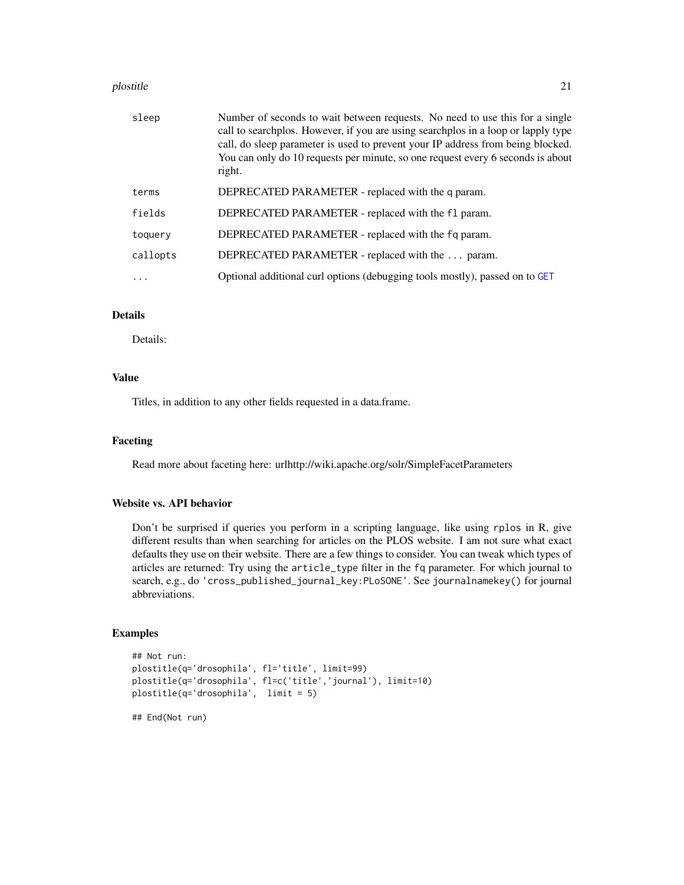| | |
|---|---|
| `sleep` | Number of seconds to wait between requests. No need to use this for a single call to searchplos. However, if you are using searchplos in a loop or lapply type call, do sleep parameter is used to prevent your IP address from being blocked. You can only do 10 requests per minute, so one request every 6 seconds is about right. |
| `terms` | DEPRECATED PARAMETER - replaced with the `q` param. |
| `fields` | DEPRECATED PARAMETER - replaced with the `fl` param. |
| `toquery` | DEPRECATED PARAMETER - replaced with the `fq` param. |
| `callopts` | DEPRECATED PARAMETER - replaced with the `...` param. |
| `...` | Optional additional curl options (debugging tools mostly), passed on to `GET` |

### Details

Details:

### Value

Titles, in addition to any other fields requested in a data.frame.

### Faceting

Read more about faceting here: urlhttp://wiki.apache.org/solr/SimpleFacetParameters

### Website vs. API behavior

Don't be surprised if queries you perform in a scripting language, like using `rplos` in R, give different results than when searching for articles on the PLOS website. I am not sure what exact defaults they use on their website. There are a few things to consider. You can tweak which types of articles are returned: Try using the `article_type` filter in the `fq` parameter. For which journal to search, e.g., do `'cross_published_journal_key:PLoSONE'`. See `journalnamekey()` for journal abbreviations.

### Examples

```
## Not run:
plostitle(q='drosophila', fl='title', limit=99)
plostitle(q='drosophila', fl=c('title','journal'), limit=10)
plostitle(q='drosophila',  limit = 5)

## End(Not run)
```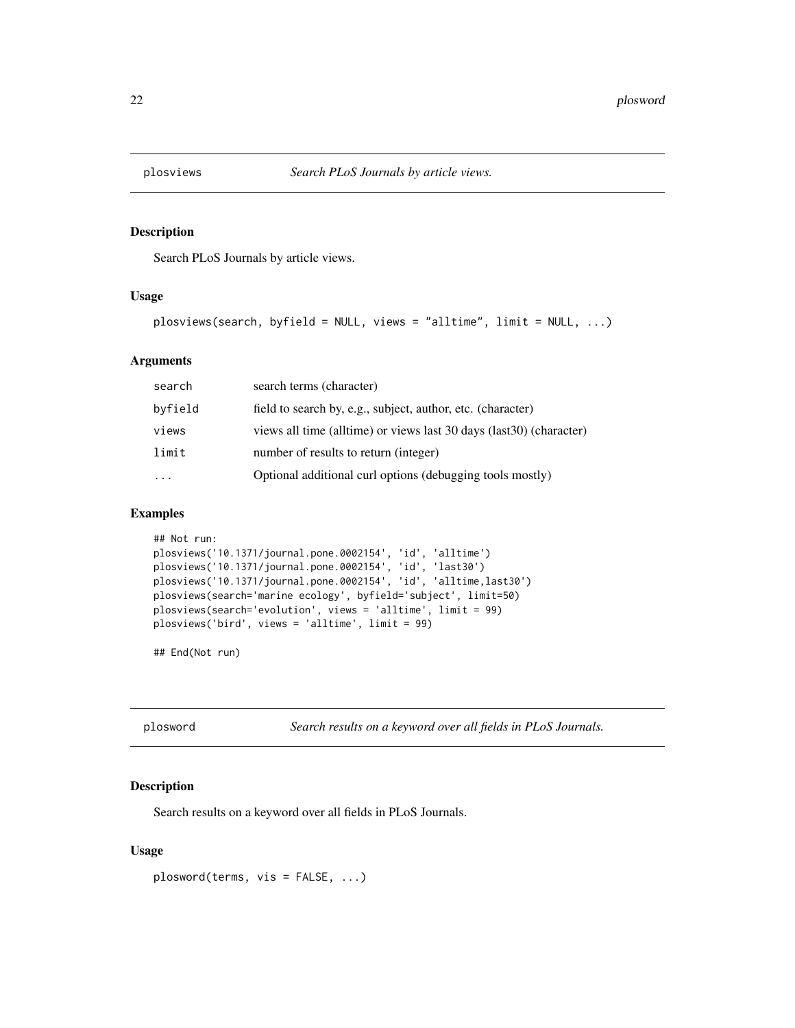## plosviews — *Search PLoS Journals by article views.*

### Description

Search PLoS Journals by article views.

### Usage

```
plosviews(search, byfield = NULL, views = "alltime", limit = NULL, ...)
```

### Arguments

| | |
|---|---|
| search | search terms (character) |
| byfield | field to search by, e.g., subject, author, etc. (character) |
| views | views all time (alltime) or views last 30 days (last30) (character) |
| limit | number of results to return (integer) |
| ... | Optional additional curl options (debugging tools mostly) |

### Examples

```
## Not run:
plosviews('10.1371/journal.pone.0002154', 'id', 'alltime')
plosviews('10.1371/journal.pone.0002154', 'id', 'last30')
plosviews('10.1371/journal.pone.0002154', 'id', 'alltime,last30')
plosviews(search='marine ecology', byfield='subject', limit=50)
plosviews(search='evolution', views = 'alltime', limit = 99)
plosviews('bird', views = 'alltime', limit = 99)

## End(Not run)
```

## plosword — *Search results on a keyword over all fields in PLoS Journals.*

### Description

Search results on a keyword over all fields in PLoS Journals.

### Usage

```
plosword(terms, vis = FALSE, ...)
```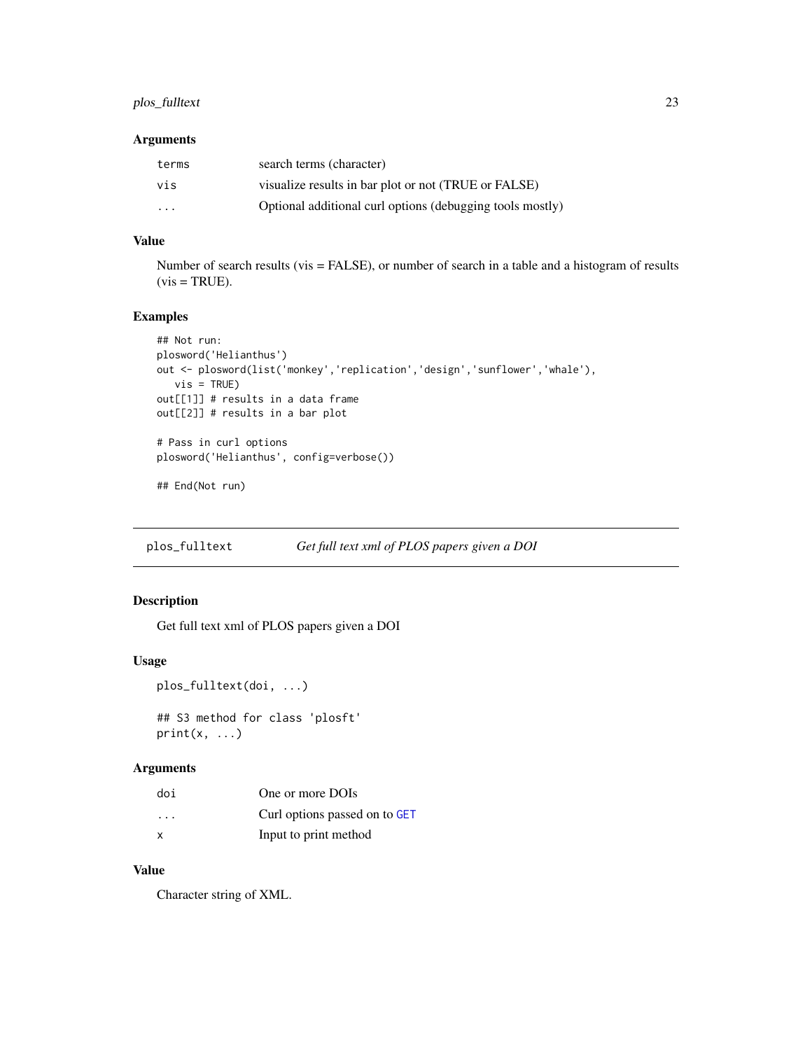### Arguments

| | |
|---|---|
| terms | search terms (character) |
| vis | visualize results in bar plot or not (TRUE or FALSE) |
| ... | Optional additional curl options (debugging tools mostly) |

### Value

Number of search results (vis = FALSE), or number of search in a table and a histogram of results (vis = TRUE).

### Examples

```
## Not run:
plosword('Helianthus')
out <- plosword(list('monkey','replication','design','sunflower','whale'),
   vis = TRUE)
out[[1]] # results in a data frame
out[[2]] # results in a bar plot

# Pass in curl options
plosword('Helianthus', config=verbose())

## End(Not run)
```

---

## plos_fulltext — *Get full text xml of PLOS papers given a DOI*

### Description

Get full text xml of PLOS papers given a DOI

### Usage

```
plos_fulltext(doi, ...)

## S3 method for class 'plosft'
print(x, ...)
```

### Arguments

| | |
|---|---|
| doi | One or more DOIs |
| ... | Curl options passed on to GET |
| x | Input to print method |

### Value

Character string of XML.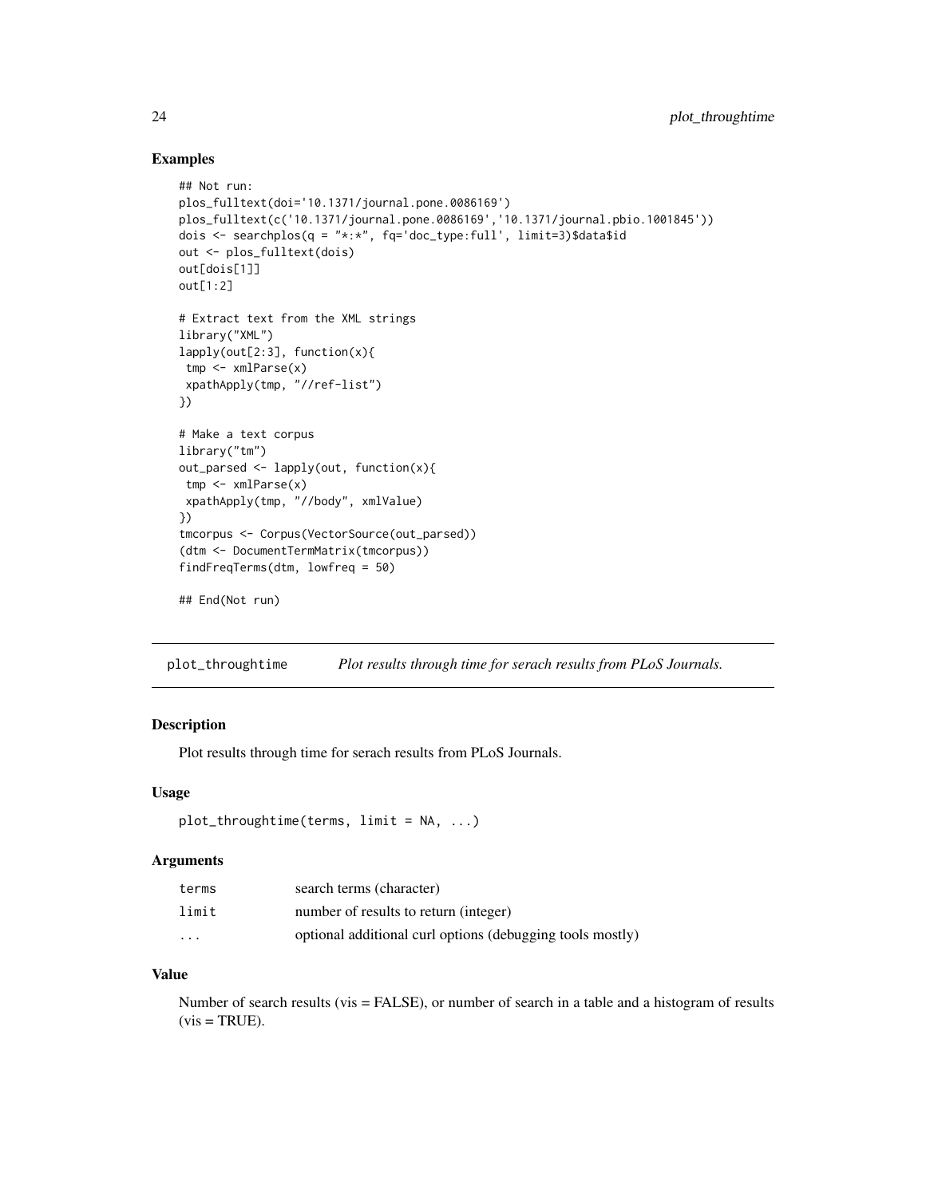## Examples

```
## Not run:
plos_fulltext(doi='10.1371/journal.pone.0086169')
plos_fulltext(c('10.1371/journal.pone.0086169','10.1371/journal.pbio.1001845'))
dois <- searchplos(q = "*:*", fq='doc_type:full', limit=3)$data$id
out <- plos_fulltext(dois)
out[dois[1]]
out[1:2]

# Extract text from the XML strings
library("XML")
lapply(out[2:3], function(x){
 tmp <- xmlParse(x)
 xpathApply(tmp, "//ref-list")
})

# Make a text corpus
library("tm")
out_parsed <- lapply(out, function(x){
 tmp <- xmlParse(x)
 xpathApply(tmp, "//body", xmlValue)
})
tmcorpus <- Corpus(VectorSource(out_parsed))
(dtm <- DocumentTermMatrix(tmcorpus))
findFreqTerms(dtm, lowfreq = 50)

## End(Not run)
```

---

# plot_throughtime — *Plot results through time for serach results from PLoS Journals.*

## Description

Plot results through time for serach results from PLoS Journals.

## Usage

```
plot_throughtime(terms, limit = NA, ...)
```

## Arguments

| | |
|---|---|
| terms | search terms (character) |
| limit | number of results to return (integer) |
| ... | optional additional curl options (debugging tools mostly) |

## Value

Number of search results (vis = FALSE), or number of search in a table and a histogram of results (vis = TRUE).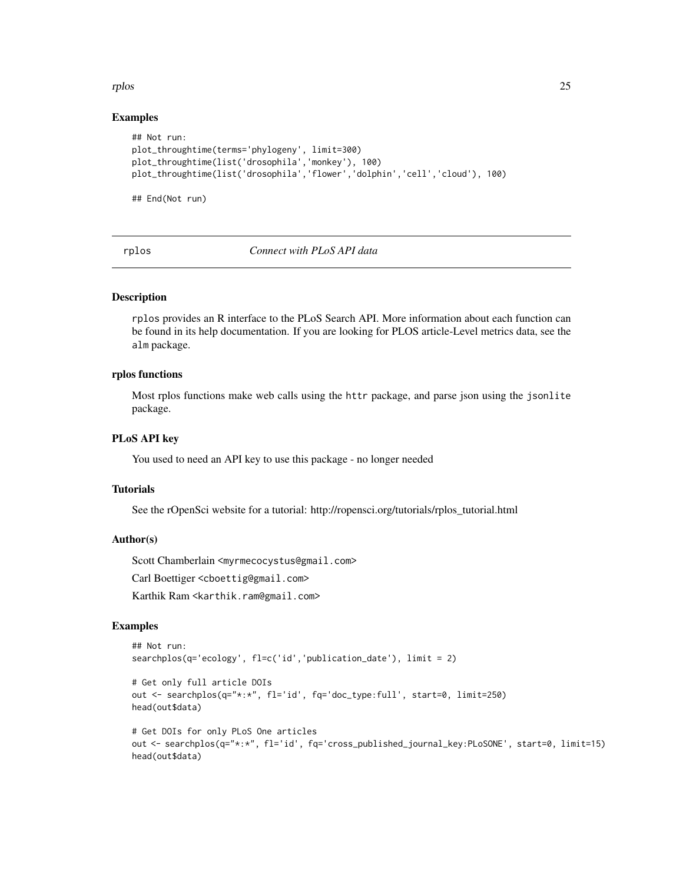### Examples

```
## Not run:
plot_throughtime(terms='phylogeny', limit=300)
plot_throughtime(list('drosophila','monkey'), 100)
plot_throughtime(list('drosophila','flower','dolphin','cell','cloud'), 100)

## End(Not run)
```

---

## rplos *Connect with PLoS API data*

---

### Description

rplos provides an R interface to the PLoS Search API. More information about each function can be found in its help documentation. If you are looking for PLOS article-Level metrics data, see the alm package.

### rplos functions

Most rplos functions make web calls using the httr package, and parse json using the jsonlite package.

### PLoS API key

You used to need an API key to use this package - no longer needed

### Tutorials

See the rOpenSci website for a tutorial: http://ropensci.org/tutorials/rplos_tutorial.html

### Author(s)

Scott Chamberlain <myrmecocystus@gmail.com>

Carl Boettiger <cboettig@gmail.com>

Karthik Ram <karthik.ram@gmail.com>

### Examples

```
## Not run:
searchplos(q='ecology', fl=c('id','publication_date'), limit = 2)

# Get only full article DOIs
out <- searchplos(q="*:*", fl='id', fq='doc_type:full', start=0, limit=250)
head(out$data)

# Get DOIs for only PLoS One articles
out <- searchplos(q="*:*", fl='id', fq='cross_published_journal_key:PLoSONE', start=0, limit=15)
head(out$data)
```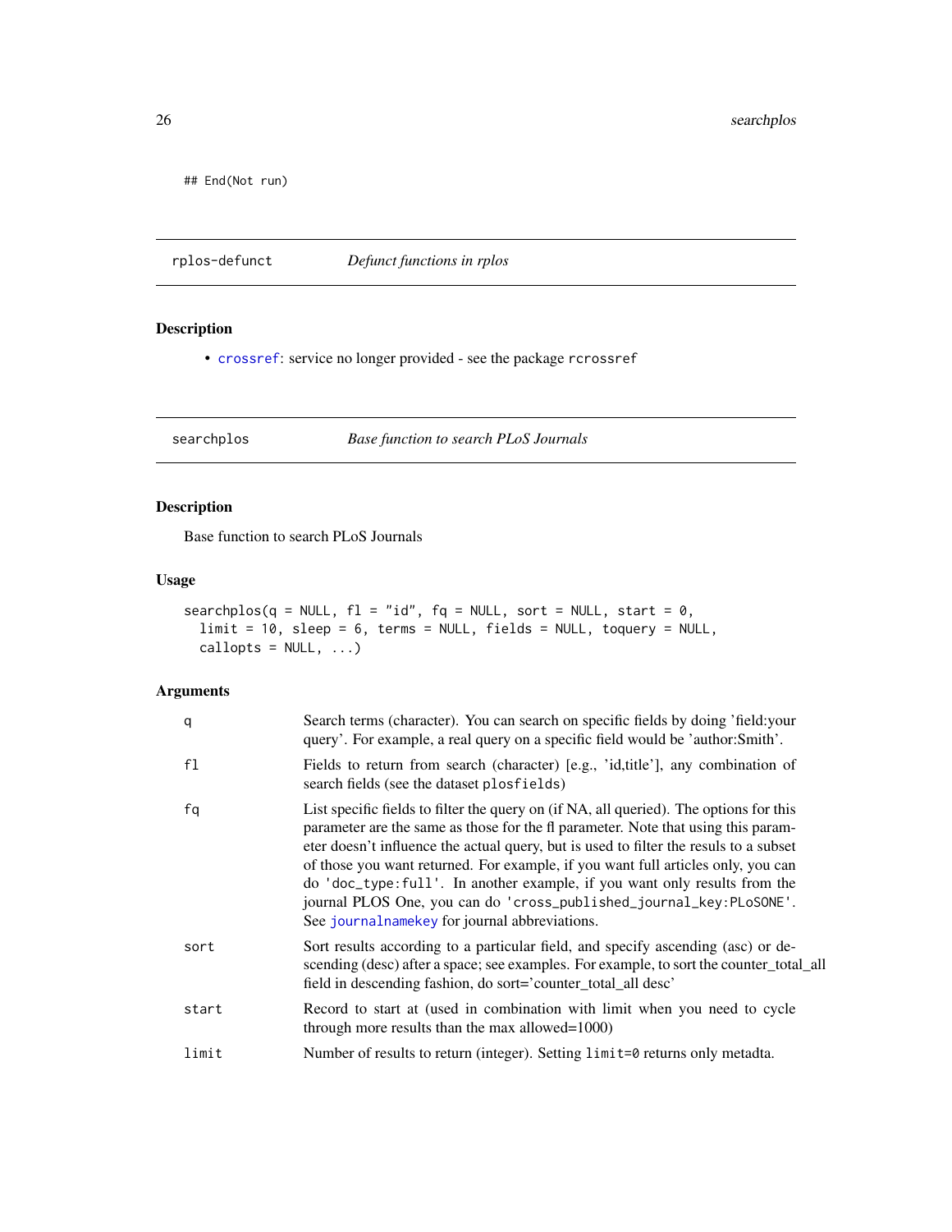```
## End(Not run)
```

## rplos-defunct — *Defunct functions in rplos*

### Description

- crossref: service no longer provided - see the package `rcrossref`

## searchplos — *Base function to search PLoS Journals*

### Description

Base function to search PLoS Journals

### Usage

```
searchplos(q = NULL, fl = "id", fq = NULL, sort = NULL, start = 0,
  limit = 10, sleep = 6, terms = NULL, fields = NULL, toquery = NULL,
  callopts = NULL, ...)
```

### Arguments

| | |
|---|---|
| `q` | Search terms (character). You can search on specific fields by doing 'field:your query'. For example, a real query on a specific field would be 'author:Smith'. |
| `fl` | Fields to return from search (character) [e.g., 'id,title'], any combination of search fields (see the dataset `plosfields`) |
| `fq` | List specific fields to filter the query on (if NA, all queried). The options for this parameter are the same as those for the fl parameter. Note that using this parameter doesn't influence the actual query, but is used to filter the resuls to a subset of those you want returned. For example, if you want full articles only, you can do `'doc_type:full'`. In another example, if you want only results from the journal PLOS One, you can do `'cross_published_journal_key:PLoSONE'`. See journalnamekey for journal abbreviations. |
| `sort` | Sort results according to a particular field, and specify ascending (asc) or descending (desc) after a space; see examples. For example, to sort the counter_total_all field in descending fashion, do sort='counter_total_all desc' |
| `start` | Record to start at (used in combination with limit when you need to cycle through more results than the max allowed=1000) |
| `limit` | Number of results to return (integer). Setting `limit=0` returns only metadta. |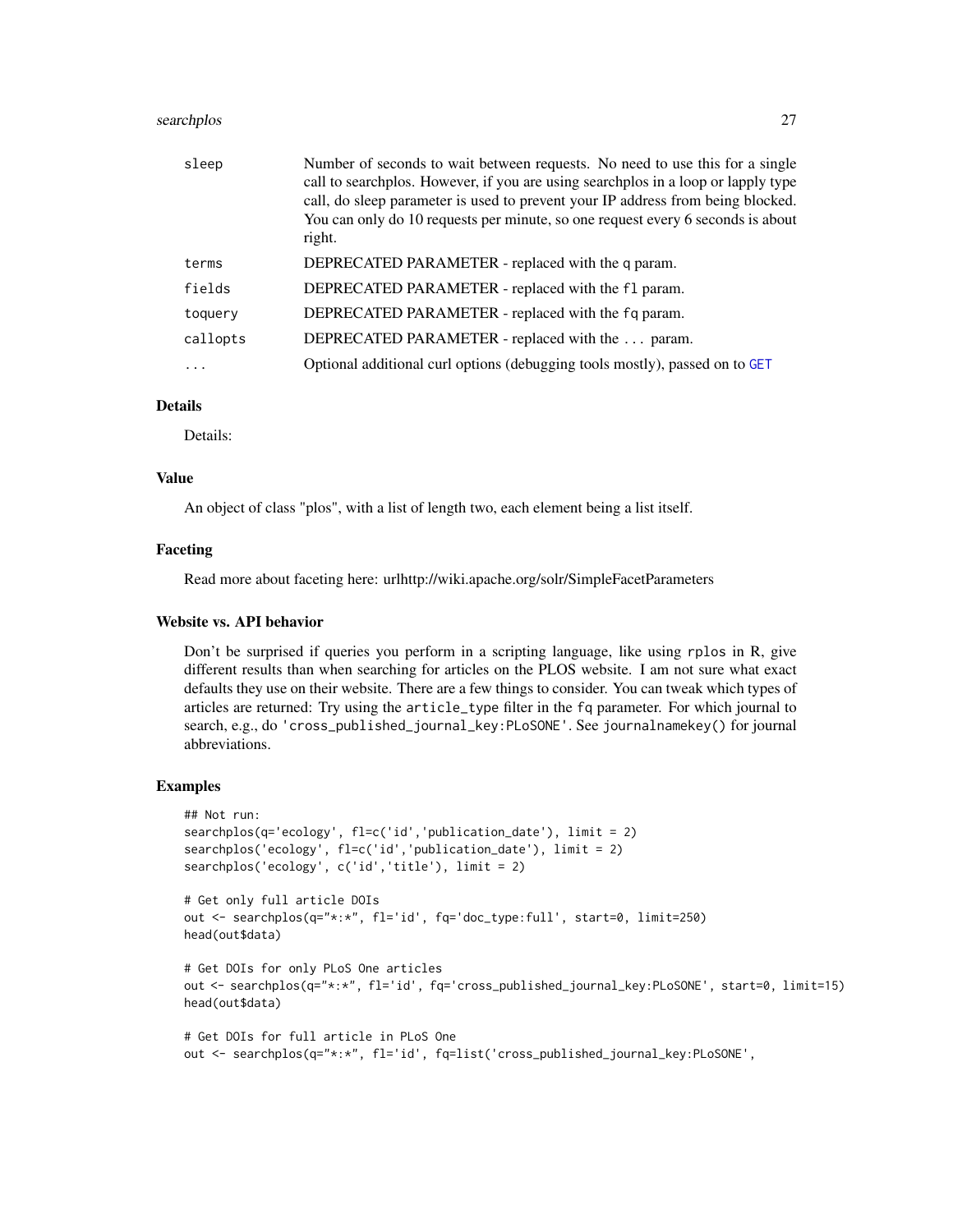| | |
|---|---|
| sleep | Number of seconds to wait between requests. No need to use this for a single call to searchplos. However, if you are using searchplos in a loop or lapply type call, do sleep parameter is used to prevent your IP address from being blocked. You can only do 10 requests per minute, so one request every 6 seconds is about right. |
| terms | DEPRECATED PARAMETER - replaced with the q param. |
| fields | DEPRECATED PARAMETER - replaced with the fl param. |
| toquery | DEPRECATED PARAMETER - replaced with the fq param. |
| callopts | DEPRECATED PARAMETER - replaced with the ... param. |
| ... | Optional additional curl options (debugging tools mostly), passed on to GET |

### Details

Details:

### Value

An object of class "plos", with a list of length two, each element being a list itself.

### Faceting

Read more about faceting here: urlhttp://wiki.apache.org/solr/SimpleFacetParameters

### Website vs. API behavior

Don't be surprised if queries you perform in a scripting language, like using rplos in R, give different results than when searching for articles on the PLOS website. I am not sure what exact defaults they use on their website. There are a few things to consider. You can tweak which types of articles are returned: Try using the article_type filter in the fq parameter. For which journal to search, e.g., do 'cross_published_journal_key:PLoSONE'. See journalnamekey() for journal abbreviations.

### Examples

```
## Not run:
searchplos(q='ecology', fl=c('id','publication_date'), limit = 2)
searchplos('ecology', fl=c('id','publication_date'), limit = 2)
searchplos('ecology', c('id','title'), limit = 2)

# Get only full article DOIs
out <- searchplos(q="*:*", fl='id', fq='doc_type:full', start=0, limit=250)
head(out$data)

# Get DOIs for only PLoS One articles
out <- searchplos(q="*:*", fl='id', fq='cross_published_journal_key:PLoSONE', start=0, limit=15)
head(out$data)

# Get DOIs for full article in PLoS One
out <- searchplos(q="*:*", fl='id', fq=list('cross_published_journal_key:PLoSONE',
```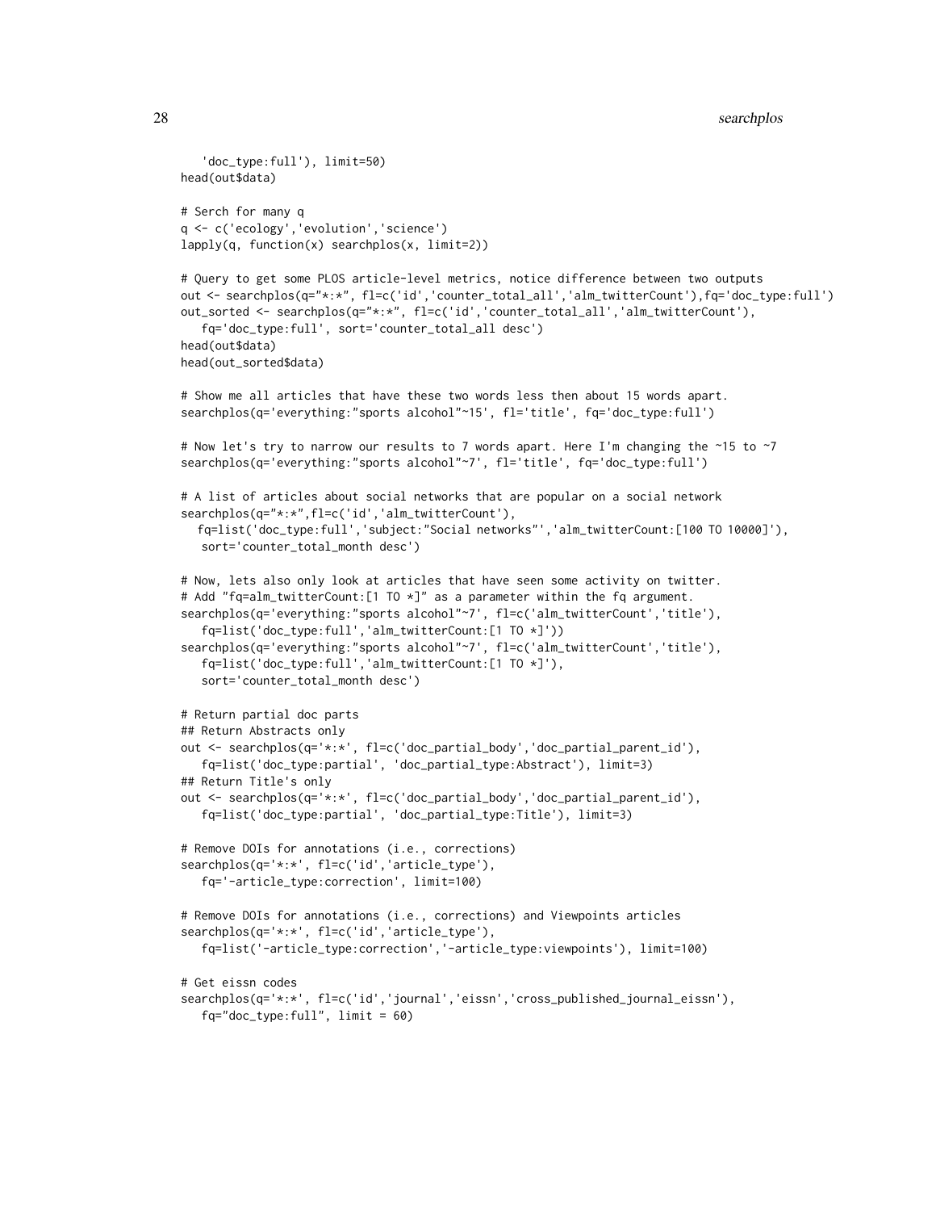```
   'doc_type:full'), limit=50)
head(out$data)

# Serch for many q
q <- c('ecology','evolution','science')
lapply(q, function(x) searchplos(x, limit=2))

# Query to get some PLOS article-level metrics, notice difference between two outputs
out <- searchplos(q="*:*", fl=c('id','counter_total_all','alm_twitterCount'),fq='doc_type:full')
out_sorted <- searchplos(q="*:*", fl=c('id','counter_total_all','alm_twitterCount'),
   fq='doc_type:full', sort='counter_total_all desc')
head(out$data)
head(out_sorted$data)

# Show me all articles that have these two words less then about 15 words apart.
searchplos(q='everything:"sports alcohol"~15', fl='title', fq='doc_type:full')

# Now let's try to narrow our results to 7 words apart. Here I'm changing the ~15 to ~7
searchplos(q='everything:"sports alcohol"~7', fl='title', fq='doc_type:full')

# A list of articles about social networks that are popular on a social network
searchplos(q="*:*",fl=c('id','alm_twitterCount'),
   fq=list('doc_type:full','subject:"Social networks"','alm_twitterCount:[100 TO 10000]'),
   sort='counter_total_month desc')

# Now, lets also only look at articles that have seen some activity on twitter.
# Add "fq=alm_twitterCount:[1 TO *]" as a parameter within the fq argument.
searchplos(q='everything:"sports alcohol"~7', fl=c('alm_twitterCount','title'),
   fq=list('doc_type:full','alm_twitterCount:[1 TO *]'))
searchplos(q='everything:"sports alcohol"~7', fl=c('alm_twitterCount','title'),
   fq=list('doc_type:full','alm_twitterCount:[1 TO *]'),
   sort='counter_total_month desc')

# Return partial doc parts
## Return Abstracts only
out <- searchplos(q='*:*', fl=c('doc_partial_body','doc_partial_parent_id'),
   fq=list('doc_type:partial', 'doc_partial_type:Abstract'), limit=3)
## Return Title's only
out <- searchplos(q='*:*', fl=c('doc_partial_body','doc_partial_parent_id'),
   fq=list('doc_type:partial', 'doc_partial_type:Title'), limit=3)

# Remove DOIs for annotations (i.e., corrections)
searchplos(q='*:*', fl=c('id','article_type'),
   fq='-article_type:correction', limit=100)

# Remove DOIs for annotations (i.e., corrections) and Viewpoints articles
searchplos(q='*:*', fl=c('id','article_type'),
   fq=list('-article_type:correction','-article_type:viewpoints'), limit=100)

# Get eissn codes
searchplos(q='*:*', fl=c('id','journal','eissn','cross_published_journal_eissn'),
   fq="doc_type:full", limit = 60)
```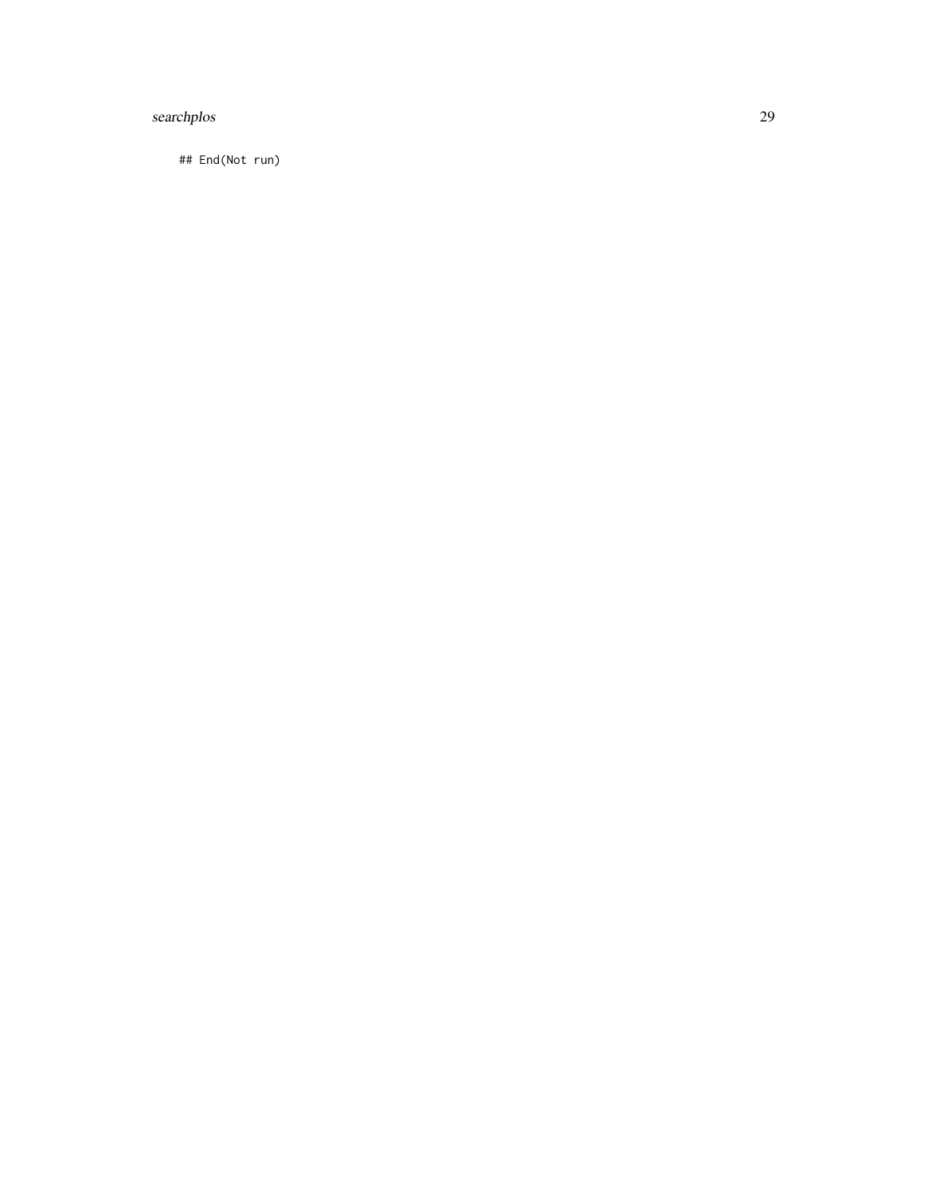```
## End(Not run)
```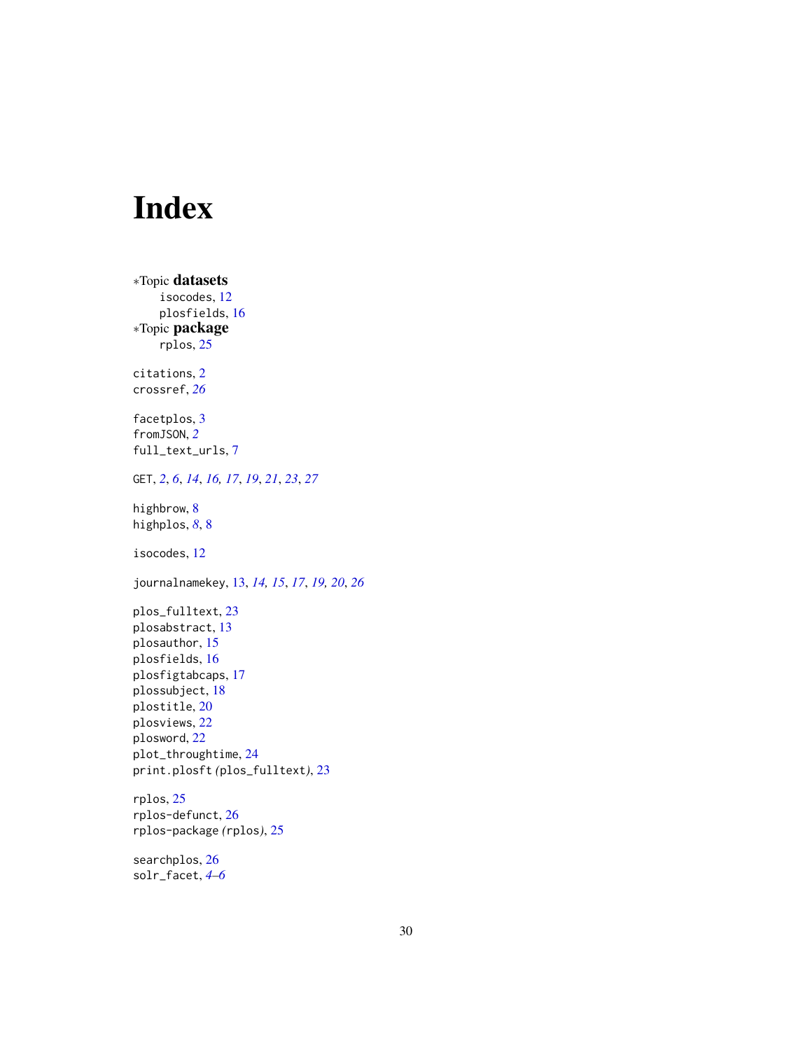# Index

*Topic **datasets**
isocodes, 12
plosfields, 16
*Topic **package**
rplos, 25

citations, 2
crossref, *26*

facetplos, 3
fromJSON, *2*
full_text_urls, 7

GET, *2*, *6*, *14*, *16, 17*, *19*, *21*, *23*, *27*

highbrow, 8
highplos, *8*, 8

isocodes, 12

journalnamekey, 13, *14, 15*, *17*, *19, 20*, *26*

plos_fulltext, 23
plosabstract, 13
plosauthor, 15
plosfields, 16
plosfigtabcaps, 17
plossubject, 18
plostitle, 20
plosviews, 22
plosword, 22
plot_throughtime, 24
print.plosft *(*plos_fulltext*)*, 23

rplos, 25
rplos-defunct, 26
rplos-package *(*rplos*)*, 25

searchplos, 26
solr_facet, *4–6*